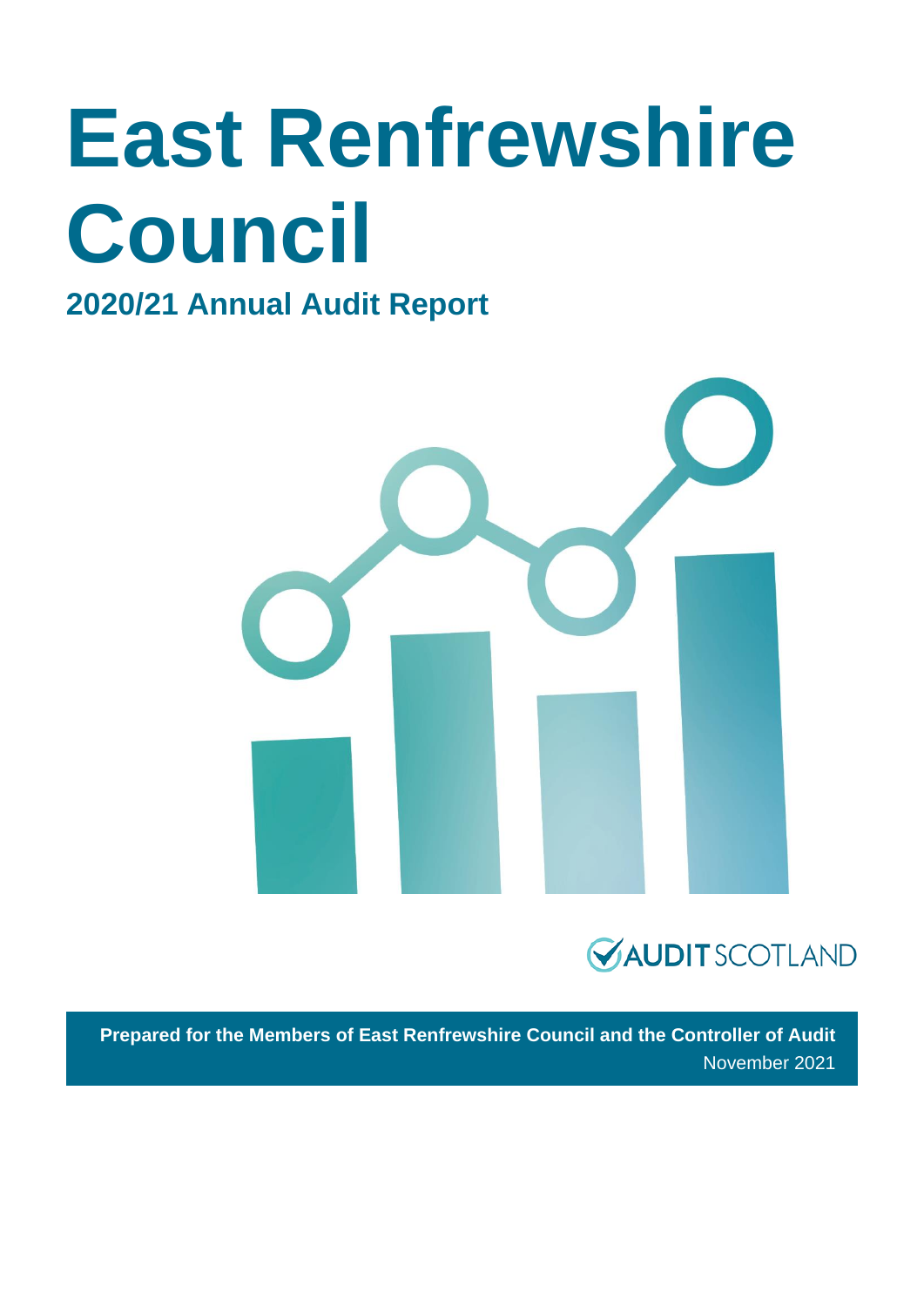# East Renfrewshire Council

## 2020/21 Annual Audit Report

AUDIT SCOTLAND

**Prepared for the Members of East Renfrewshire Council and the Controller of Audit**

November 2021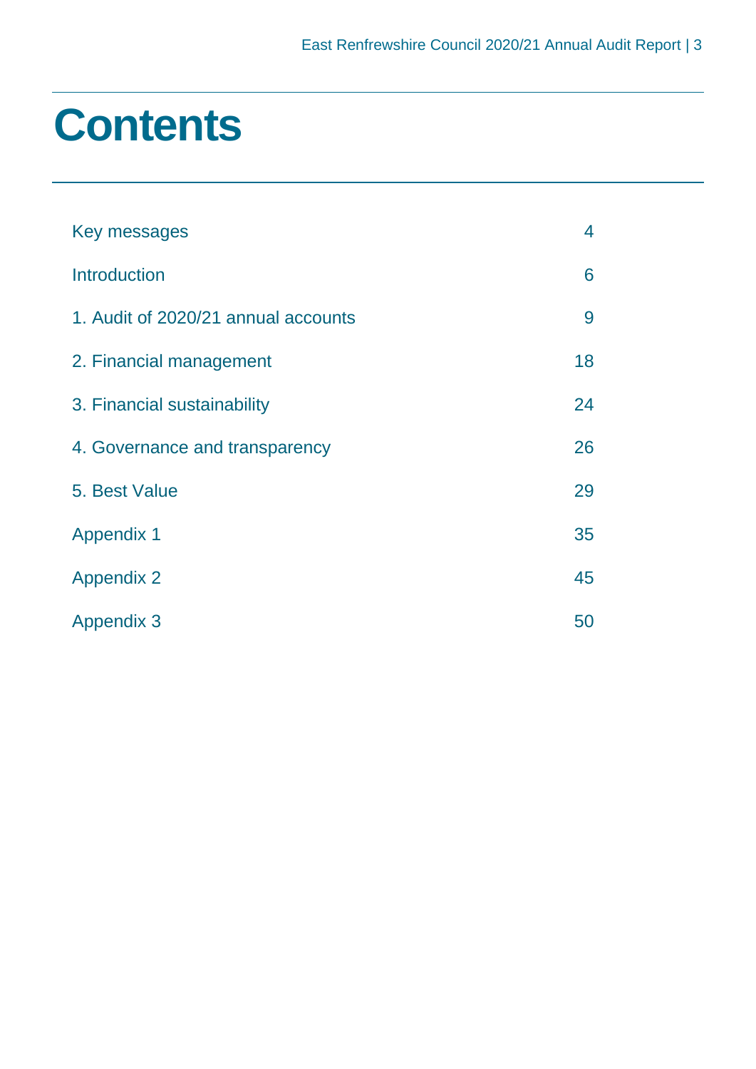# Contents

| | |
|---|---|
| Key messages | 4 |
| Introduction | 6 |
| 1. Audit of 2020/21 annual accounts | 9 |
| 2. Financial management | 18 |
| 3. Financial sustainability | 24 |
| 4. Governance and transparency | 26 |
| 5. Best Value | 29 |
| Appendix 1 | 35 |
| Appendix 2 | 45 |
| Appendix 3 | 50 |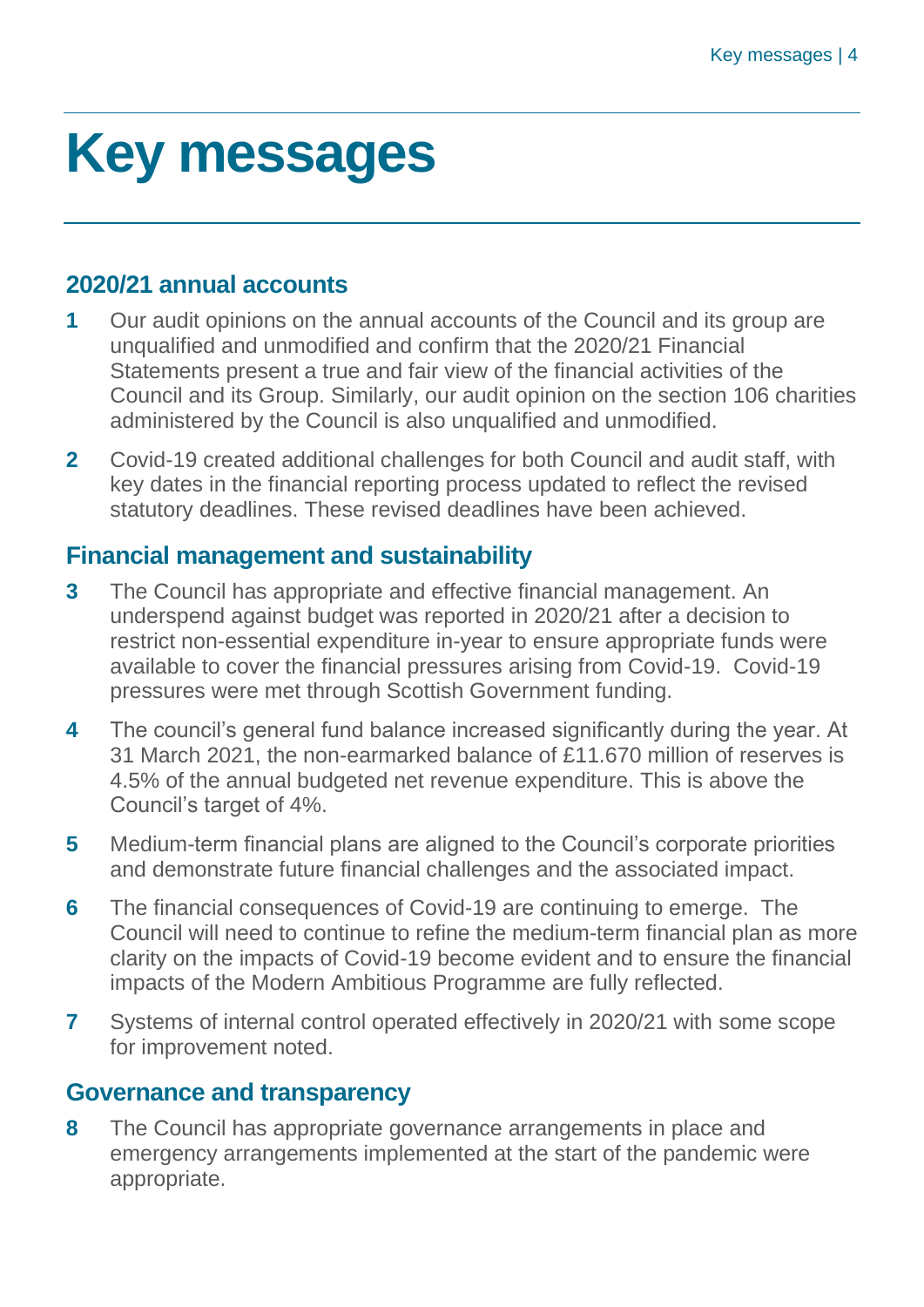# Key messages

## 2020/21 annual accounts

1. Our audit opinions on the annual accounts of the Council and its group are unqualified and unmodified and confirm that the 2020/21 Financial Statements present a true and fair view of the financial activities of the Council and its Group. Similarly, our audit opinion on the section 106 charities administered by the Council is also unqualified and unmodified.
2. Covid-19 created additional challenges for both Council and audit staff, with key dates in the financial reporting process updated to reflect the revised statutory deadlines. These revised deadlines have been achieved.

## Financial management and sustainability

3. The Council has appropriate and effective financial management. An underspend against budget was reported in 2020/21 after a decision to restrict non-essential expenditure in-year to ensure appropriate funds were available to cover the financial pressures arising from Covid-19. Covid-19 pressures were met through Scottish Government funding.
4. The council's general fund balance increased significantly during the year. At 31 March 2021, the non-earmarked balance of £11.670 million of reserves is 4.5% of the annual budgeted net revenue expenditure. This is above the Council's target of 4%.
5. Medium-term financial plans are aligned to the Council's corporate priorities and demonstrate future financial challenges and the associated impact.
6. The financial consequences of Covid-19 are continuing to emerge. The Council will need to continue to refine the medium-term financial plan as more clarity on the impacts of Covid-19 become evident and to ensure the financial impacts of the Modern Ambitious Programme are fully reflected.
7. Systems of internal control operated effectively in 2020/21 with some scope for improvement noted.

## Governance and transparency

8. The Council has appropriate governance arrangements in place and emergency arrangements implemented at the start of the pandemic were appropriate.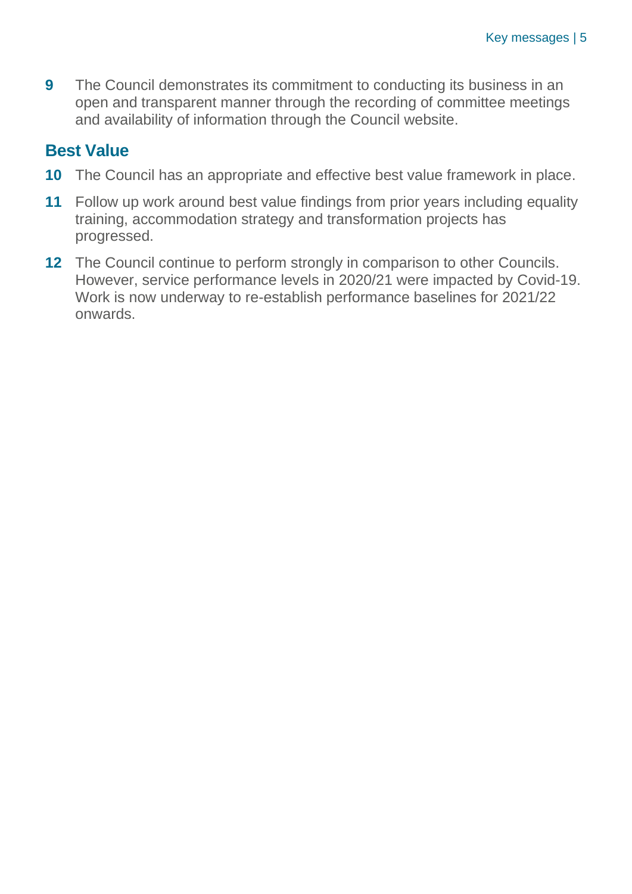**9** The Council demonstrates its commitment to conducting its business in an open and transparent manner through the recording of committee meetings and availability of information through the Council website.

## Best Value

**10** The Council has an appropriate and effective best value framework in place.

**11** Follow up work around best value findings from prior years including equality training, accommodation strategy and transformation projects has progressed.

**12** The Council continue to perform strongly in comparison to other Councils. However, service performance levels in 2020/21 were impacted by Covid-19. Work is now underway to re-establish performance baselines for 2021/22 onwards.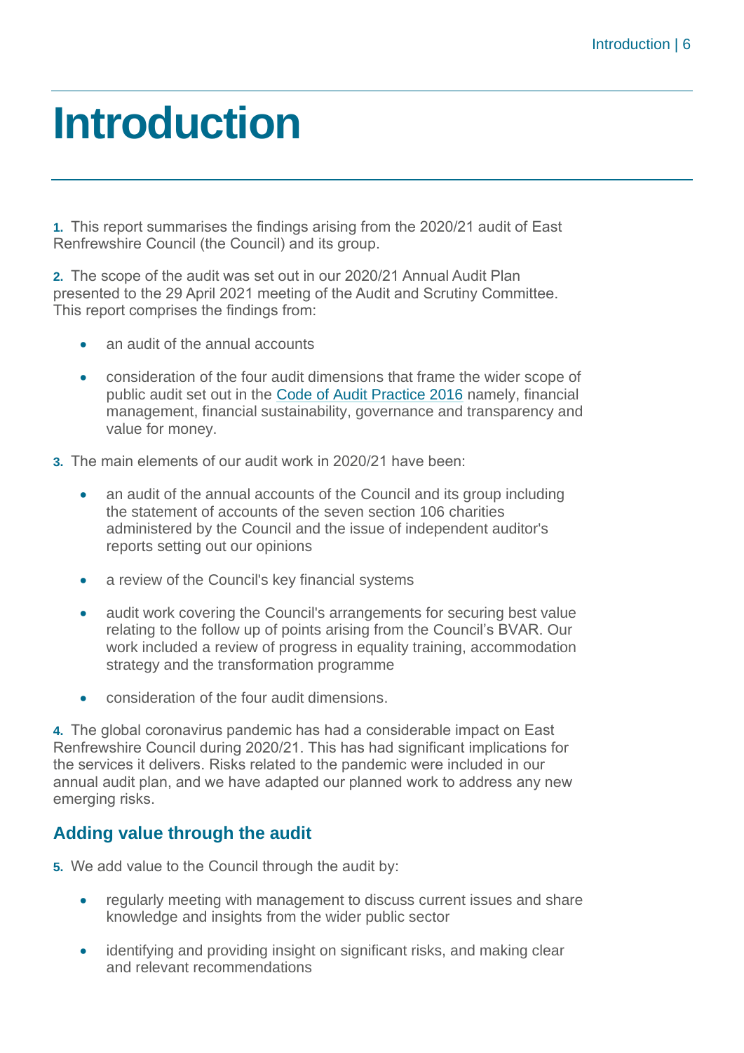# Introduction

**1.** This report summarises the findings arising from the 2020/21 audit of East Renfrewshire Council (the Council) and its group.

**2.** The scope of the audit was set out in our 2020/21 Annual Audit Plan presented to the 29 April 2021 meeting of the Audit and Scrutiny Committee. This report comprises the findings from:

- an audit of the annual accounts
- consideration of the four audit dimensions that frame the wider scope of public audit set out in the Code of Audit Practice 2016 namely, financial management, financial sustainability, governance and transparency and value for money.

**3.** The main elements of our audit work in 2020/21 have been:

- an audit of the annual accounts of the Council and its group including the statement of accounts of the seven section 106 charities administered by the Council and the issue of independent auditor's reports setting out our opinions
- a review of the Council's key financial systems
- audit work covering the Council's arrangements for securing best value relating to the follow up of points arising from the Council's BVAR. Our work included a review of progress in equality training, accommodation strategy and the transformation programme
- consideration of the four audit dimensions.

**4.** The global coronavirus pandemic has had a considerable impact on East Renfrewshire Council during 2020/21. This has had significant implications for the services it delivers. Risks related to the pandemic were included in our annual audit plan, and we have adapted our planned work to address any new emerging risks.

## Adding value through the audit

**5.** We add value to the Council through the audit by:

- regularly meeting with management to discuss current issues and share knowledge and insights from the wider public sector
- identifying and providing insight on significant risks, and making clear and relevant recommendations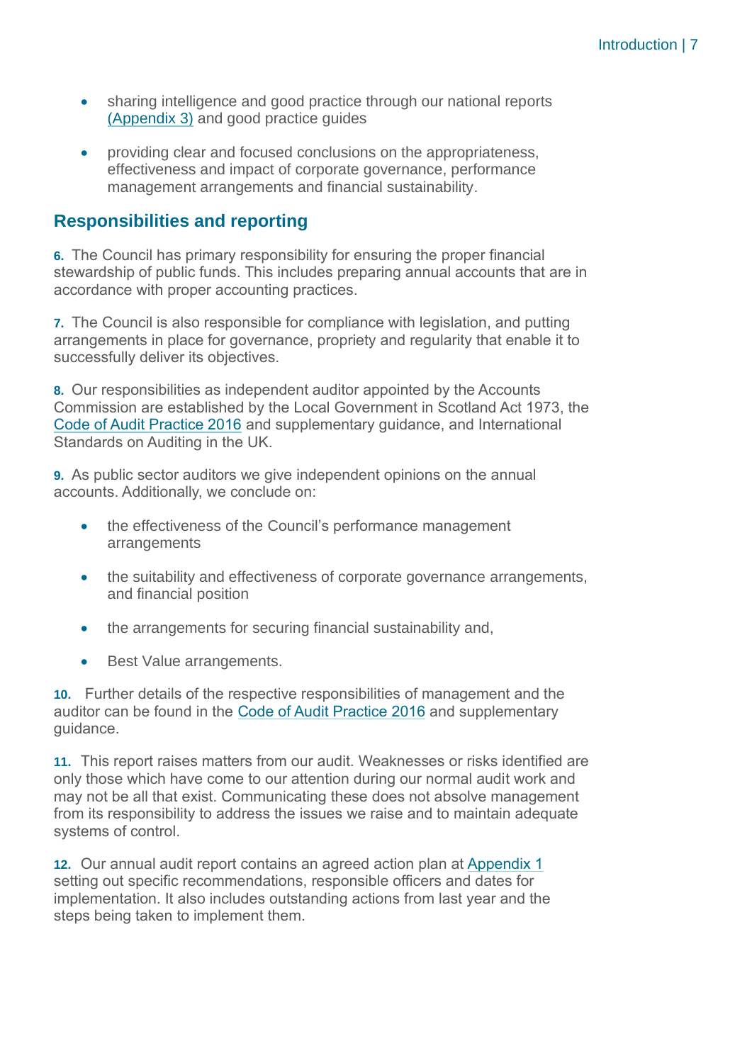- sharing intelligence and good practice through our national reports (Appendix 3) and good practice guides

- providing clear and focused conclusions on the appropriateness, effectiveness and impact of corporate governance, performance management arrangements and financial sustainability.

## Responsibilities and reporting

**6.** The Council has primary responsibility for ensuring the proper financial stewardship of public funds. This includes preparing annual accounts that are in accordance with proper accounting practices.

**7.** The Council is also responsible for compliance with legislation, and putting arrangements in place for governance, propriety and regularity that enable it to successfully deliver its objectives.

**8.** Our responsibilities as independent auditor appointed by the Accounts Commission are established by the Local Government in Scotland Act 1973, the Code of Audit Practice 2016 and supplementary guidance, and International Standards on Auditing in the UK.

**9.** As public sector auditors we give independent opinions on the annual accounts. Additionally, we conclude on:

- the effectiveness of the Council's performance management arrangements

- the suitability and effectiveness of corporate governance arrangements, and financial position

- the arrangements for securing financial sustainability and,

- Best Value arrangements.

**10.** Further details of the respective responsibilities of management and the auditor can be found in the Code of Audit Practice 2016 and supplementary guidance.

**11.** This report raises matters from our audit. Weaknesses or risks identified are only those which have come to our attention during our normal audit work and may not be all that exist. Communicating these does not absolve management from its responsibility to address the issues we raise and to maintain adequate systems of control.

**12.** Our annual audit report contains an agreed action plan at Appendix 1 setting out specific recommendations, responsible officers and dates for implementation. It also includes outstanding actions from last year and the steps being taken to implement them.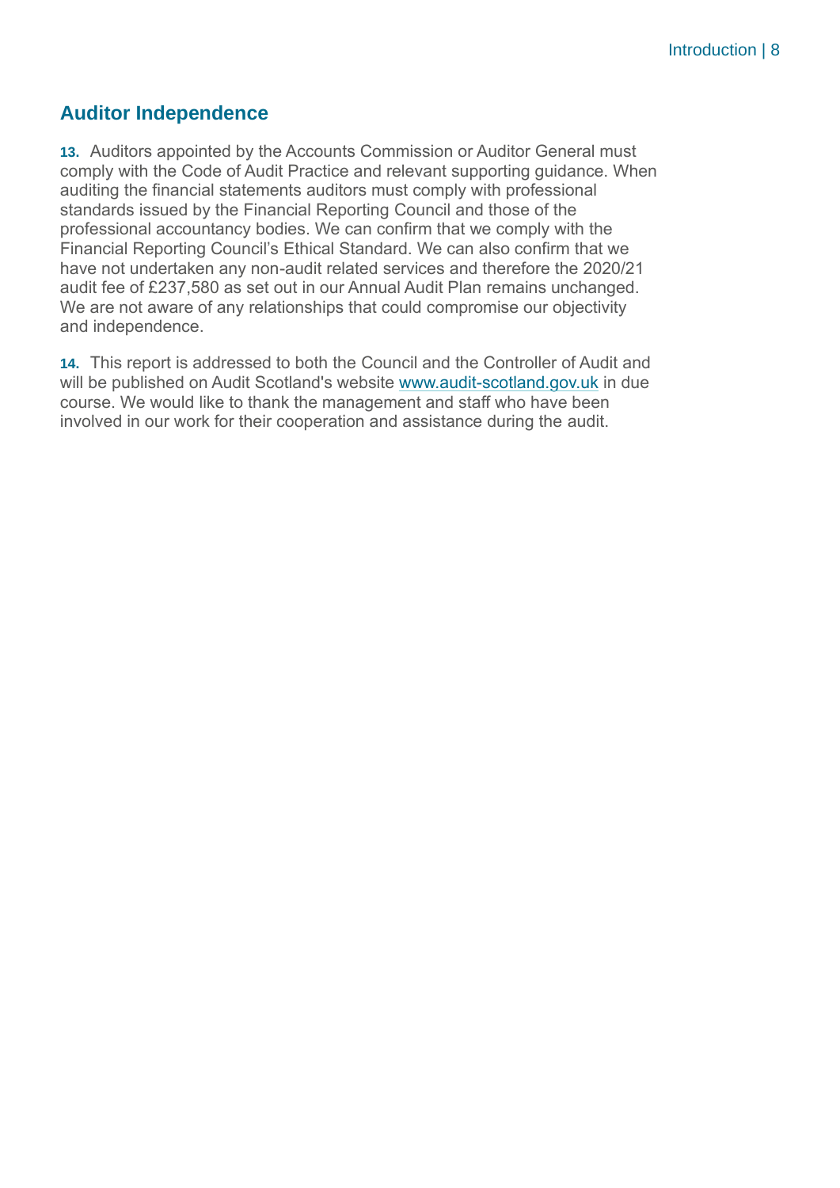## Auditor Independence

**13.** Auditors appointed by the Accounts Commission or Auditor General must comply with the Code of Audit Practice and relevant supporting guidance. When auditing the financial statements auditors must comply with professional standards issued by the Financial Reporting Council and those of the professional accountancy bodies. We can confirm that we comply with the Financial Reporting Council's Ethical Standard. We can also confirm that we have not undertaken any non-audit related services and therefore the 2020/21 audit fee of £237,580 as set out in our Annual Audit Plan remains unchanged. We are not aware of any relationships that could compromise our objectivity and independence.

**14.** This report is addressed to both the Council and the Controller of Audit and will be published on Audit Scotland's website [www.audit-scotland.gov.uk](http://www.audit-scotland.gov.uk) in due course. We would like to thank the management and staff who have been involved in our work for their cooperation and assistance during the audit.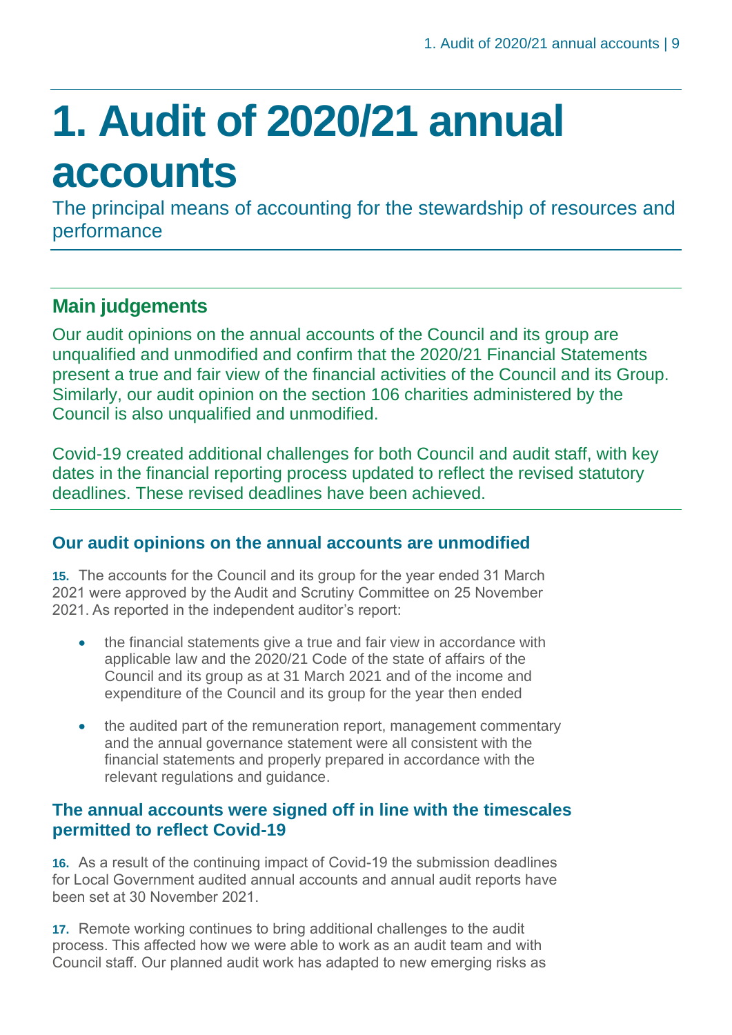# 1. Audit of 2020/21 annual accounts

The principal means of accounting for the stewardship of resources and performance

## Main judgements

Our audit opinions on the annual accounts of the Council and its group are unqualified and unmodified and confirm that the 2020/21 Financial Statements present a true and fair view of the financial activities of the Council and its Group. Similarly, our audit opinion on the section 106 charities administered by the Council is also unqualified and unmodified.

Covid-19 created additional challenges for both Council and audit staff, with key dates in the financial reporting process updated to reflect the revised statutory deadlines. These revised deadlines have been achieved.

### Our audit opinions on the annual accounts are unmodified

**15.** The accounts for the Council and its group for the year ended 31 March 2021 were approved by the Audit and Scrutiny Committee on 25 November 2021. As reported in the independent auditor's report:

- the financial statements give a true and fair view in accordance with applicable law and the 2020/21 Code of the state of affairs of the Council and its group as at 31 March 2021 and of the income and expenditure of the Council and its group for the year then ended
- the audited part of the remuneration report, management commentary and the annual governance statement were all consistent with the financial statements and properly prepared in accordance with the relevant regulations and guidance.

### The annual accounts were signed off in line with the timescales permitted to reflect Covid-19

**16.** As a result of the continuing impact of Covid-19 the submission deadlines for Local Government audited annual accounts and annual audit reports have been set at 30 November 2021.

**17.** Remote working continues to bring additional challenges to the audit process. This affected how we were able to work as an audit team and with Council staff. Our planned audit work has adapted to new emerging risks as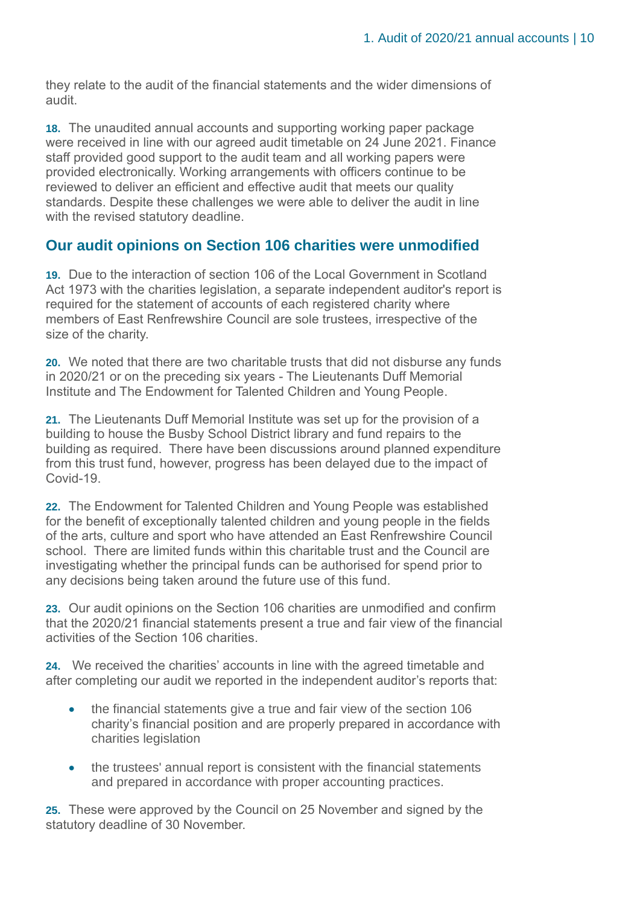they relate to the audit of the financial statements and the wider dimensions of audit.

**18.** The unaudited annual accounts and supporting working paper package were received in line with our agreed audit timetable on 24 June 2021. Finance staff provided good support to the audit team and all working papers were provided electronically. Working arrangements with officers continue to be reviewed to deliver an efficient and effective audit that meets our quality standards. Despite these challenges we were able to deliver the audit in line with the revised statutory deadline.

## Our audit opinions on Section 106 charities were unmodified

**19.** Due to the interaction of section 106 of the Local Government in Scotland Act 1973 with the charities legislation, a separate independent auditor's report is required for the statement of accounts of each registered charity where members of East Renfrewshire Council are sole trustees, irrespective of the size of the charity.

**20.** We noted that there are two charitable trusts that did not disburse any funds in 2020/21 or on the preceding six years - The Lieutenants Duff Memorial Institute and The Endowment for Talented Children and Young People.

**21.** The Lieutenants Duff Memorial Institute was set up for the provision of a building to house the Busby School District library and fund repairs to the building as required. There have been discussions around planned expenditure from this trust fund, however, progress has been delayed due to the impact of Covid-19.

**22.** The Endowment for Talented Children and Young People was established for the benefit of exceptionally talented children and young people in the fields of the arts, culture and sport who have attended an East Renfrewshire Council school. There are limited funds within this charitable trust and the Council are investigating whether the principal funds can be authorised for spend prior to any decisions being taken around the future use of this fund.

**23.** Our audit opinions on the Section 106 charities are unmodified and confirm that the 2020/21 financial statements present a true and fair view of the financial activities of the Section 106 charities.

**24.** We received the charities' accounts in line with the agreed timetable and after completing our audit we reported in the independent auditor's reports that:

- the financial statements give a true and fair view of the section 106 charity's financial position and are properly prepared in accordance with charities legislation
- the trustees' annual report is consistent with the financial statements and prepared in accordance with proper accounting practices.

**25.** These were approved by the Council on 25 November and signed by the statutory deadline of 30 November.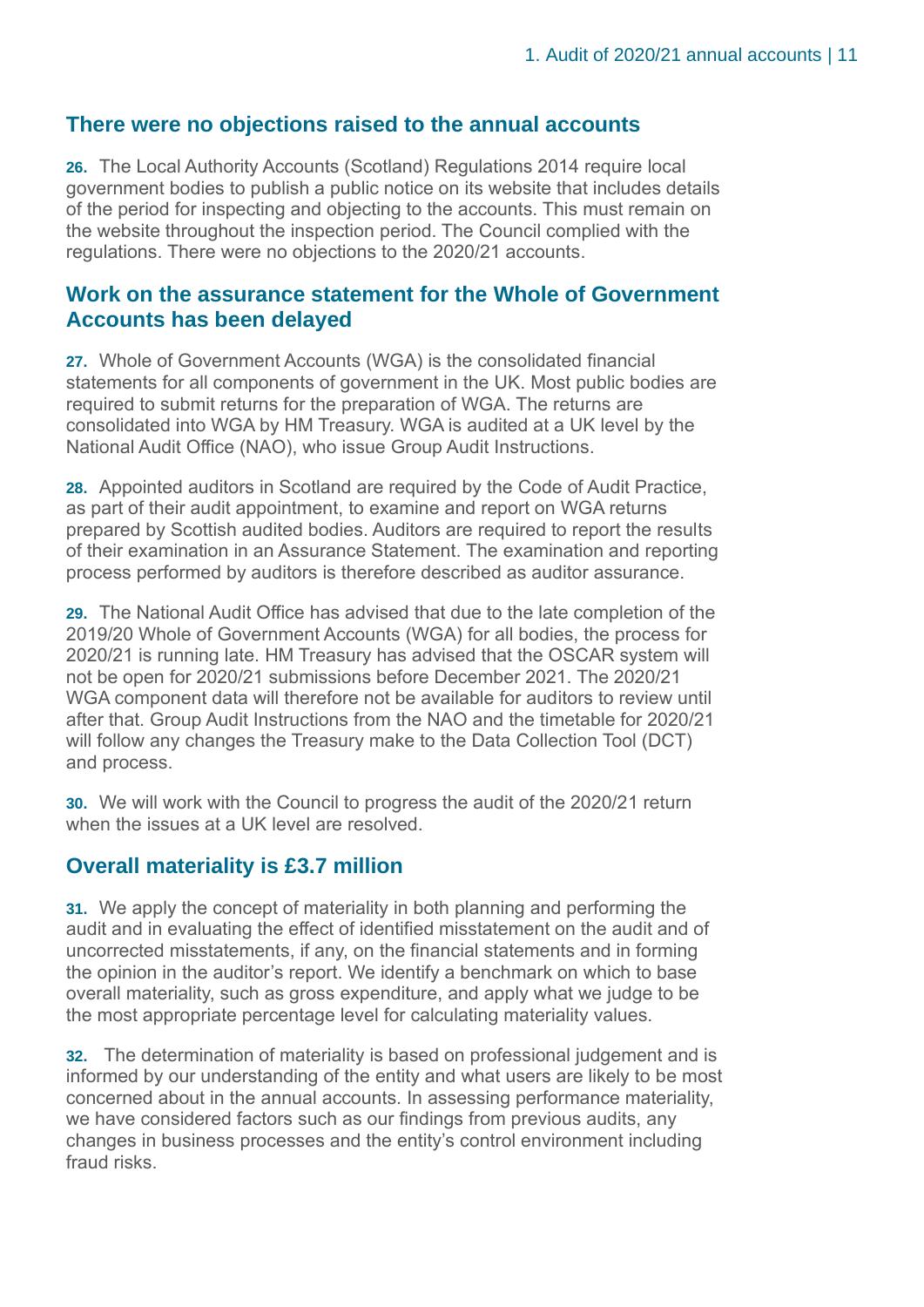## There were no objections raised to the annual accounts

**26.** The Local Authority Accounts (Scotland) Regulations 2014 require local government bodies to publish a public notice on its website that includes details of the period for inspecting and objecting to the accounts. This must remain on the website throughout the inspection period. The Council complied with the regulations. There were no objections to the 2020/21 accounts.

## Work on the assurance statement for the Whole of Government Accounts has been delayed

**27.** Whole of Government Accounts (WGA) is the consolidated financial statements for all components of government in the UK. Most public bodies are required to submit returns for the preparation of WGA. The returns are consolidated into WGA by HM Treasury. WGA is audited at a UK level by the National Audit Office (NAO), who issue Group Audit Instructions.

**28.** Appointed auditors in Scotland are required by the Code of Audit Practice, as part of their audit appointment, to examine and report on WGA returns prepared by Scottish audited bodies. Auditors are required to report the results of their examination in an Assurance Statement. The examination and reporting process performed by auditors is therefore described as auditor assurance.

**29.** The National Audit Office has advised that due to the late completion of the 2019/20 Whole of Government Accounts (WGA) for all bodies, the process for 2020/21 is running late. HM Treasury has advised that the OSCAR system will not be open for 2020/21 submissions before December 2021. The 2020/21 WGA component data will therefore not be available for auditors to review until after that. Group Audit Instructions from the NAO and the timetable for 2020/21 will follow any changes the Treasury make to the Data Collection Tool (DCT) and process.

**30.** We will work with the Council to progress the audit of the 2020/21 return when the issues at a UK level are resolved.

## Overall materiality is £3.7 million

**31.** We apply the concept of materiality in both planning and performing the audit and in evaluating the effect of identified misstatement on the audit and of uncorrected misstatements, if any, on the financial statements and in forming the opinion in the auditor's report. We identify a benchmark on which to base overall materiality, such as gross expenditure, and apply what we judge to be the most appropriate percentage level for calculating materiality values.

**32.** The determination of materiality is based on professional judgement and is informed by our understanding of the entity and what users are likely to be most concerned about in the annual accounts. In assessing performance materiality, we have considered factors such as our findings from previous audits, any changes in business processes and the entity's control environment including fraud risks.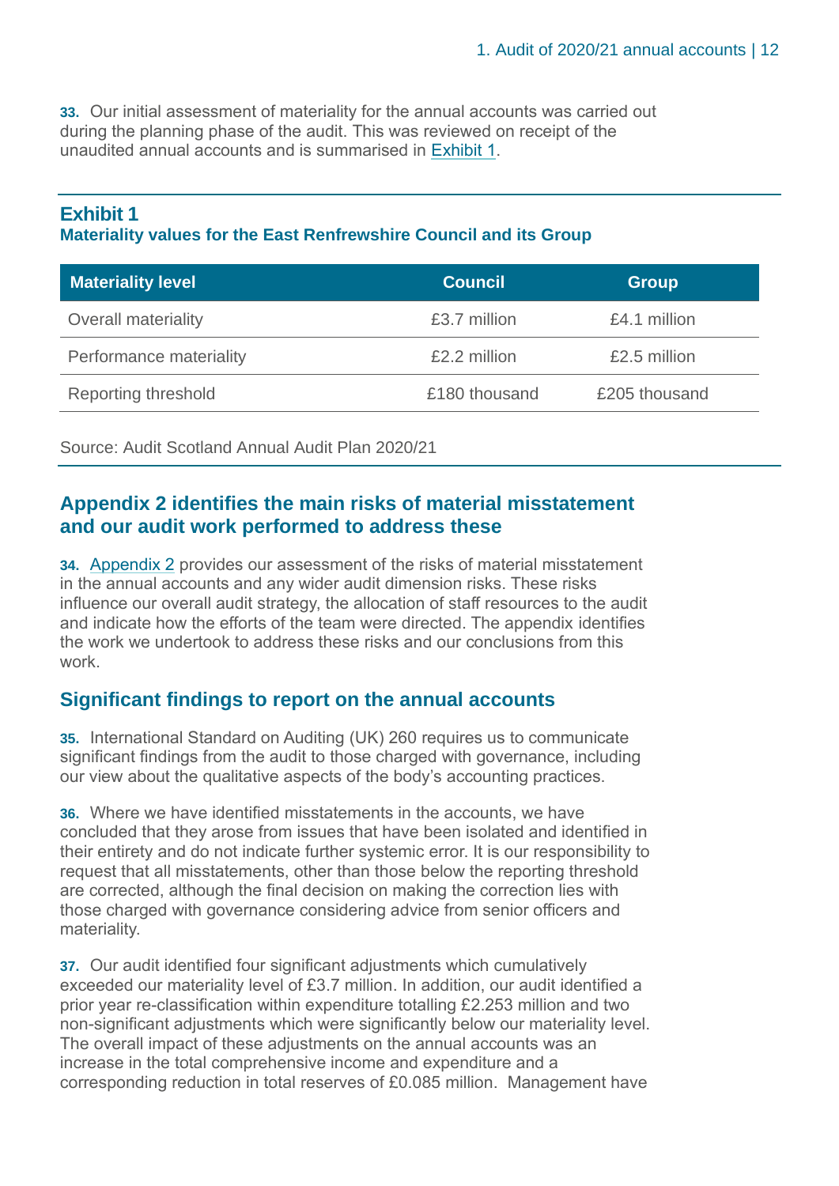**33.** Our initial assessment of materiality for the annual accounts was carried out during the planning phase of the audit. This was reviewed on receipt of the unaudited annual accounts and is summarised in Exhibit 1.

### Exhibit 1
**Materiality values for the East Renfrewshire Council and its Group**

| Materiality level | Council | Group |
|---|---|---|
| Overall materiality | £3.7 million | £4.1 million |
| Performance materiality | £2.2 million | £2.5 million |
| Reporting threshold | £180 thousand | £205 thousand |

Source: Audit Scotland Annual Audit Plan 2020/21

## Appendix 2 identifies the main risks of material misstatement and our audit work performed to address these

**34.** Appendix 2 provides our assessment of the risks of material misstatement in the annual accounts and any wider audit dimension risks. These risks influence our overall audit strategy, the allocation of staff resources to the audit and indicate how the efforts of the team were directed. The appendix identifies the work we undertook to address these risks and our conclusions from this work.

## Significant findings to report on the annual accounts

**35.** International Standard on Auditing (UK) 260 requires us to communicate significant findings from the audit to those charged with governance, including our view about the qualitative aspects of the body's accounting practices.

**36.** Where we have identified misstatements in the accounts, we have concluded that they arose from issues that have been isolated and identified in their entirety and do not indicate further systemic error. It is our responsibility to request that all misstatements, other than those below the reporting threshold are corrected, although the final decision on making the correction lies with those charged with governance considering advice from senior officers and materiality.

**37.** Our audit identified four significant adjustments which cumulatively exceeded our materiality level of £3.7 million. In addition, our audit identified a prior year re-classification within expenditure totalling £2.253 million and two non-significant adjustments which were significantly below our materiality level. The overall impact of these adjustments on the annual accounts was an increase in the total comprehensive income and expenditure and a corresponding reduction in total reserves of £0.085 million. Management have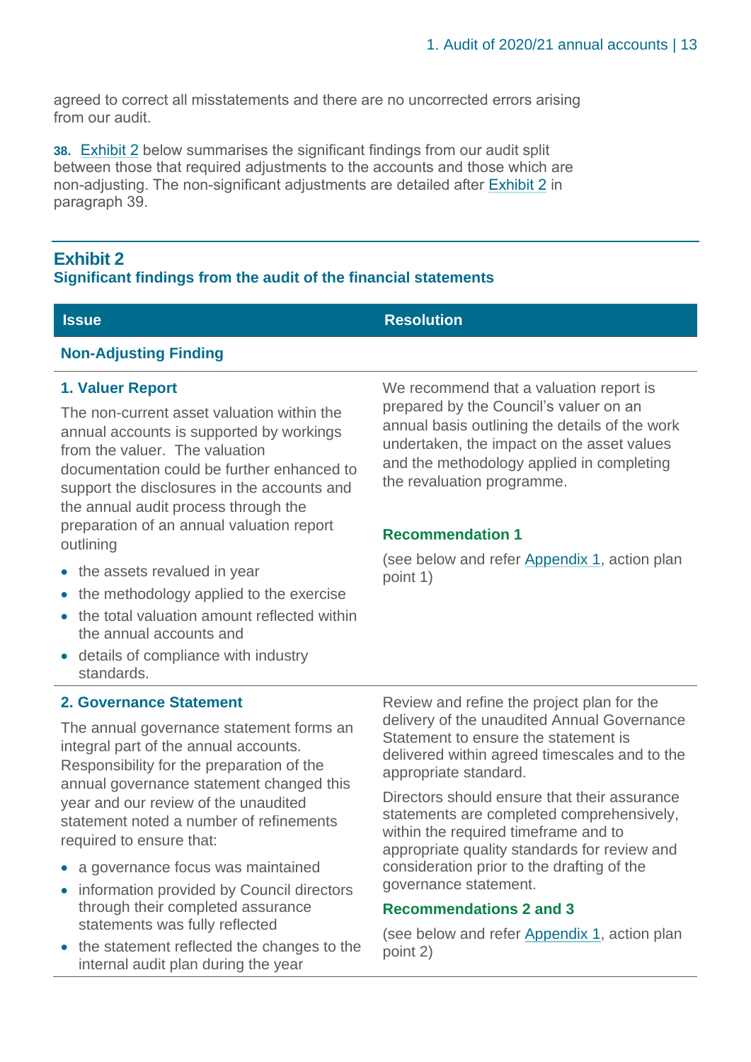agreed to correct all misstatements and there are no uncorrected errors arising from our audit.

**38.** Exhibit 2 below summarises the significant findings from our audit split between those that required adjustments to the accounts and those which are non-adjusting. The non-significant adjustments are detailed after Exhibit 2 in paragraph 39.

## Exhibit 2

### Significant findings from the audit of the financial statements

| Issue | Resolution |
| --- | --- |
| **Non-Adjusting Finding** | |
| **1. Valuer Report**<br><br>The non-current asset valuation within the annual accounts is supported by workings from the valuer. The valuation documentation could be further enhanced to support the disclosures in the accounts and the annual audit process through the preparation of an annual valuation report outlining<br><br>• the assets revalued in year<br>• the methodology applied to the exercise<br>• the total valuation amount reflected within the annual accounts and<br>• details of compliance with industry standards. | We recommend that a valuation report is prepared by the Council's valuer on an annual basis outlining the details of the work undertaken, the impact on the asset values and the methodology applied in completing the revaluation programme.<br><br>**Recommendation 1**<br><br>(see below and refer Appendix 1, action plan point 1) |
| **2. Governance Statement**<br><br>The annual governance statement forms an integral part of the annual accounts. Responsibility for the preparation of the annual governance statement changed this year and our review of the unaudited statement noted a number of refinements required to ensure that:<br><br>• a governance focus was maintained<br>• information provided by Council directors through their completed assurance statements was fully reflected<br>• the statement reflected the changes to the internal audit plan during the year | Review and refine the project plan for the delivery of the unaudited Annual Governance Statement to ensure the statement is delivered within agreed timescales and to the appropriate standard.<br><br>Directors should ensure that their assurance statements are completed comprehensively, within the required timeframe and to appropriate quality standards for review and consideration prior to the drafting of the governance statement.<br><br>**Recommendations 2 and 3**<br><br>(see below and refer Appendix 1, action plan point 2) |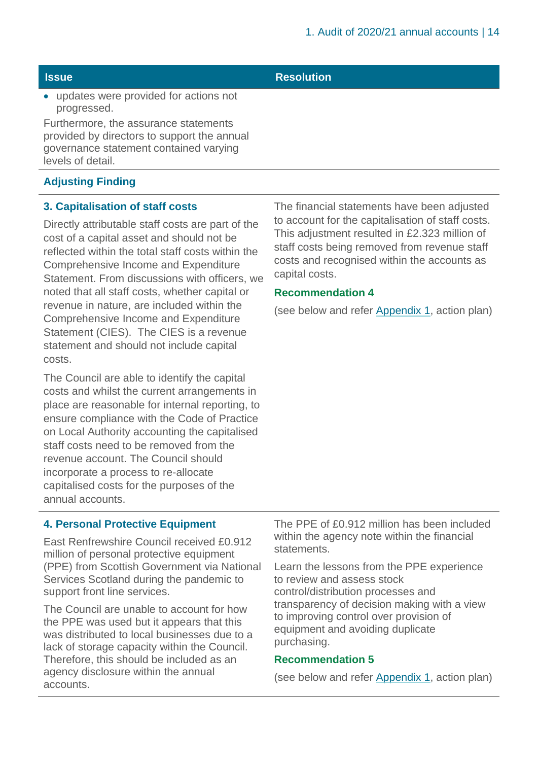| Issue | Resolution |
|---|---|
| • updates were provided for actions not progressed.<br><br>Furthermore, the assurance statements provided by directors to support the annual governance statement contained varying levels of detail. | |
| **Adjusting Finding** | |
| **3. Capitalisation of staff costs**<br><br>Directly attributable staff costs are part of the cost of a capital asset and should not be reflected within the total staff costs within the Comprehensive Income and Expenditure Statement. From discussions with officers, we noted that all staff costs, whether capital or revenue in nature, are included within the Comprehensive Income and Expenditure Statement (CIES). The CIES is a revenue statement and should not include capital costs.<br><br>The Council are able to identify the capital costs and whilst the current arrangements in place are reasonable for internal reporting, to ensure compliance with the Code of Practice on Local Authority accounting the capitalised staff costs need to be removed from the revenue account. The Council should incorporate a process to re-allocate capitalised costs for the purposes of the annual accounts. | The financial statements have been adjusted to account for the capitalisation of staff costs. This adjustment resulted in £2.323 million of staff costs being removed from revenue staff costs and recognised within the accounts as capital costs.<br><br>**Recommendation 4**<br><br>(see below and refer Appendix 1, action plan) |
| **4. Personal Protective Equipment**<br><br>East Renfrewshire Council received £0.912 million of personal protective equipment (PPE) from Scottish Government via National Services Scotland during the pandemic to support front line services.<br><br>The Council are unable to account for how the PPE was used but it appears that this was distributed to local businesses due to a lack of storage capacity within the Council. Therefore, this should be included as an agency disclosure within the annual accounts. | The PPE of £0.912 million has been included within the agency note within the financial statements.<br><br>Learn the lessons from the PPE experience to review and assess stock control/distribution processes and transparency of decision making with a view to improving control over provision of equipment and avoiding duplicate purchasing.<br><br>**Recommendation 5**<br><br>(see below and refer Appendix 1, action plan) |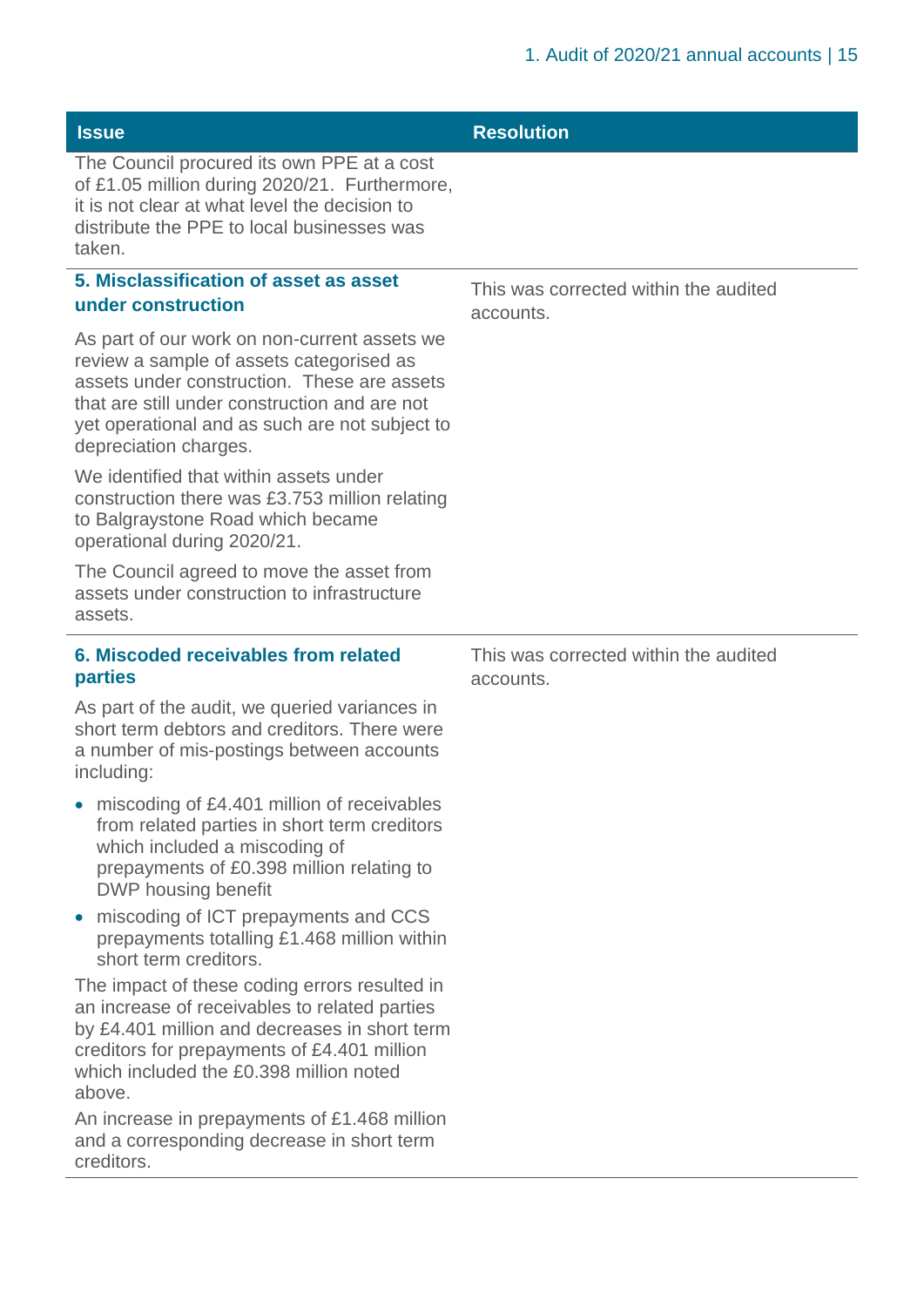| Issue | Resolution |
|---|---|
| The Council procured its own PPE at a cost of £1.05 million during 2020/21. Furthermore, it is not clear at what level the decision to distribute the PPE to local businesses was taken. | |
| **5. Misclassification of asset as asset under construction**<br><br>As part of our work on non-current assets we review a sample of assets categorised as assets under construction. These are assets that are still under construction and are not yet operational and as such are not subject to depreciation charges.<br><br>We identified that within assets under construction there was £3.753 million relating to Balgraystone Road which became operational during 2020/21.<br><br>The Council agreed to move the asset from assets under construction to infrastructure assets. | This was corrected within the audited accounts. |
| **6. Miscoded receivables from related parties**<br><br>As part of the audit, we queried variances in short term debtors and creditors. There were a number of mis-postings between accounts including:<br><br>• miscoding of £4.401 million of receivables from related parties in short term creditors which included a miscoding of prepayments of £0.398 million relating to DWP housing benefit<br>• miscoding of ICT prepayments and CCS prepayments totalling £1.468 million within short term creditors.<br><br>The impact of these coding errors resulted in an increase of receivables to related parties by £4.401 million and decreases in short term creditors for prepayments of £4.401 million which included the £0.398 million noted above.<br><br>An increase in prepayments of £1.468 million and a corresponding decrease in short term creditors. | This was corrected within the audited accounts. |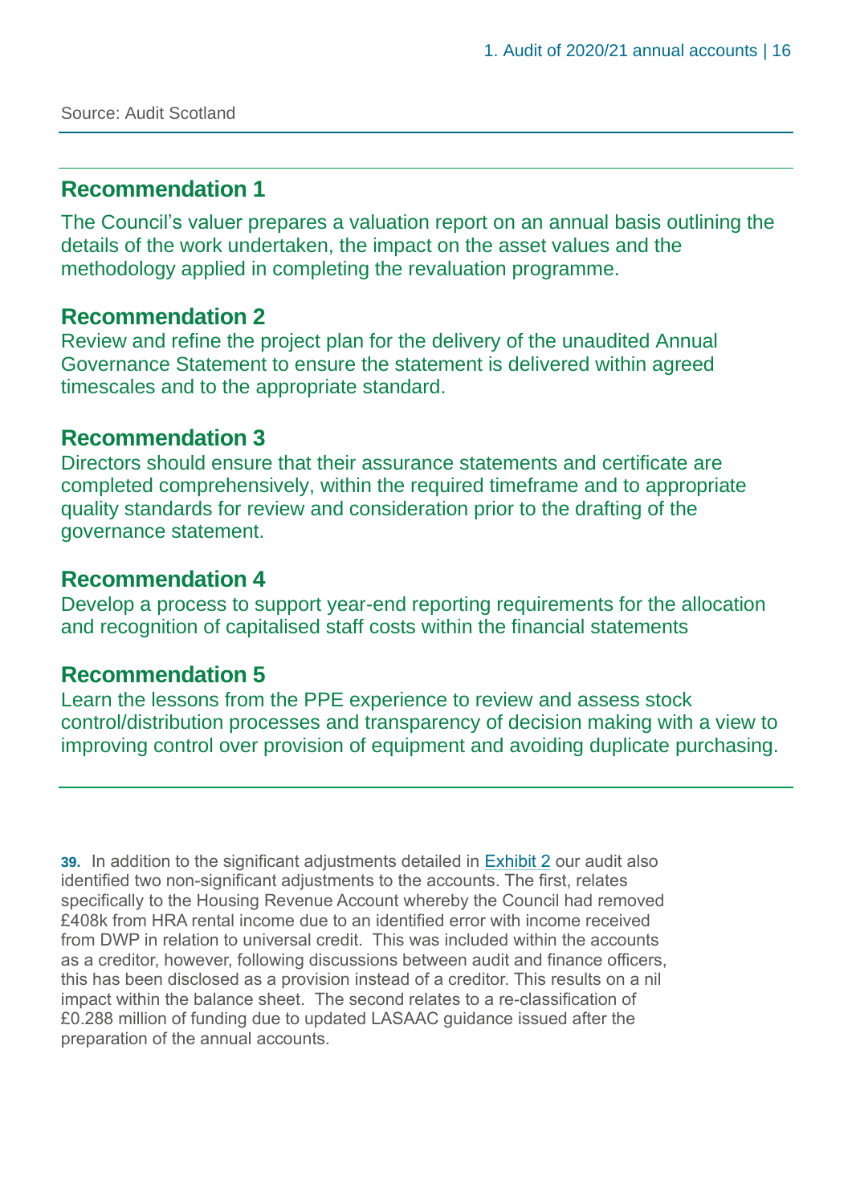Source: Audit Scotland

**Recommendation 1**

The Council's valuer prepares a valuation report on an annual basis outlining the details of the work undertaken, the impact on the asset values and the methodology applied in completing the revaluation programme.

**Recommendation 2**

Review and refine the project plan for the delivery of the unaudited Annual Governance Statement to ensure the statement is delivered within agreed timescales and to the appropriate standard.

**Recommendation 3**

Directors should ensure that their assurance statements and certificate are completed comprehensively, within the required timeframe and to appropriate quality standards for review and consideration prior to the drafting of the governance statement.

**Recommendation 4**

Develop a process to support year-end reporting requirements for the allocation and recognition of capitalised staff costs within the financial statements

**Recommendation 5**

Learn the lessons from the PPE experience to review and assess stock control/distribution processes and transparency of decision making with a view to improving control over provision of equipment and avoiding duplicate purchasing.

**39.** In addition to the significant adjustments detailed in Exhibit 2 our audit also identified two non-significant adjustments to the accounts. The first, relates specifically to the Housing Revenue Account whereby the Council had removed £408k from HRA rental income due to an identified error with income received from DWP in relation to universal credit. This was included within the accounts as a creditor, however, following discussions between audit and finance officers, this has been disclosed as a provision instead of a creditor. This results on a nil impact within the balance sheet. The second relates to a re-classification of £0.288 million of funding due to updated LASAAC guidance issued after the preparation of the annual accounts.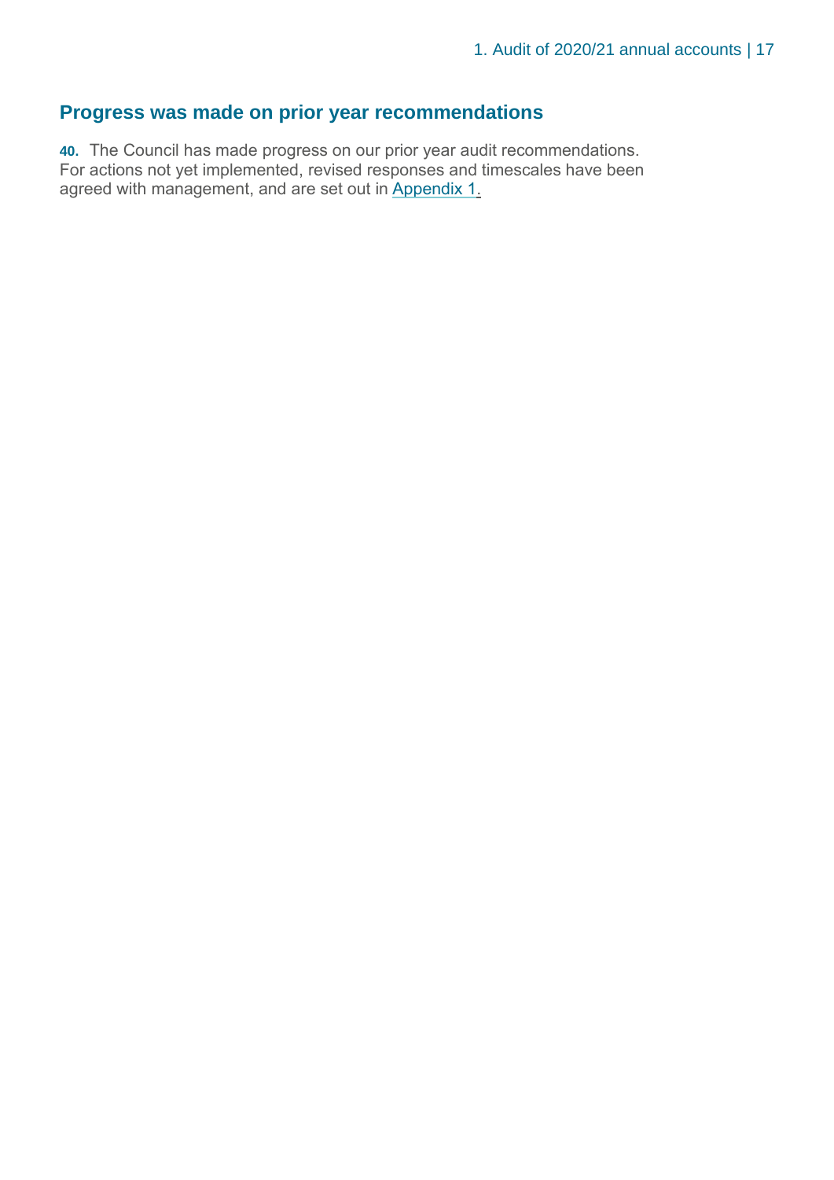## Progress was made on prior year recommendations

**40.** The Council has made progress on our prior year audit recommendations. For actions not yet implemented, revised responses and timescales have been agreed with management, and are set out in Appendix 1.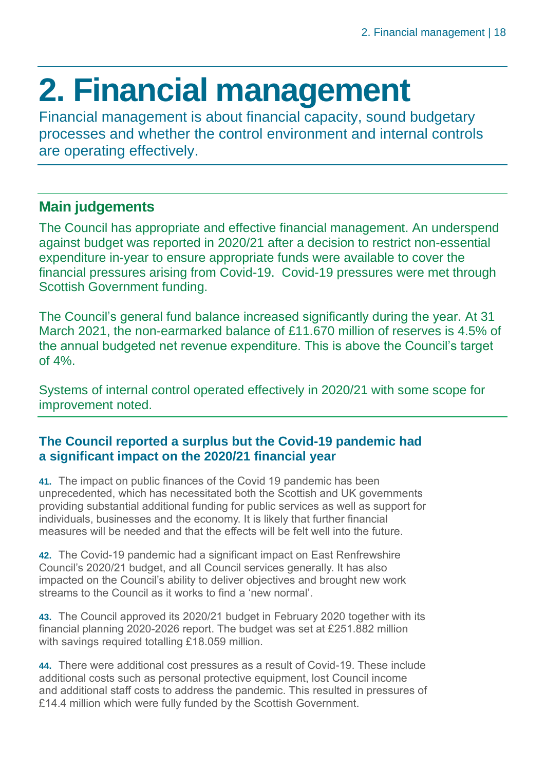# 2. Financial management

Financial management is about financial capacity, sound budgetary processes and whether the control environment and internal controls are operating effectively.

## Main judgements

The Council has appropriate and effective financial management. An underspend against budget was reported in 2020/21 after a decision to restrict non-essential expenditure in-year to ensure appropriate funds were available to cover the financial pressures arising from Covid-19. Covid-19 pressures were met through Scottish Government funding.

The Council's general fund balance increased significantly during the year. At 31 March 2021, the non-earmarked balance of £11.670 million of reserves is 4.5% of the annual budgeted net revenue expenditure. This is above the Council's target of 4%.

Systems of internal control operated effectively in 2020/21 with some scope for improvement noted.

### The Council reported a surplus but the Covid-19 pandemic had a significant impact on the 2020/21 financial year

**41.** The impact on public finances of the Covid 19 pandemic has been unprecedented, which has necessitated both the Scottish and UK governments providing substantial additional funding for public services as well as support for individuals, businesses and the economy. It is likely that further financial measures will be needed and that the effects will be felt well into the future.

**42.** The Covid-19 pandemic had a significant impact on East Renfrewshire Council's 2020/21 budget, and all Council services generally. It has also impacted on the Council's ability to deliver objectives and brought new work streams to the Council as it works to find a 'new normal'.

**43.** The Council approved its 2020/21 budget in February 2020 together with its financial planning 2020-2026 report. The budget was set at £251.882 million with savings required totalling £18.059 million.

**44.** There were additional cost pressures as a result of Covid-19. These include additional costs such as personal protective equipment, lost Council income and additional staff costs to address the pandemic. This resulted in pressures of £14.4 million which were fully funded by the Scottish Government.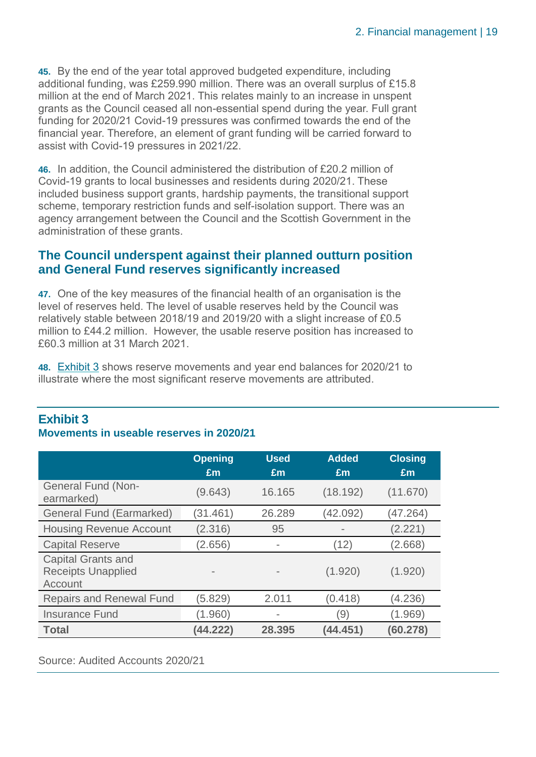**45.** By the end of the year total approved budgeted expenditure, including additional funding, was £259.990 million. There was an overall surplus of £15.8 million at the end of March 2021. This relates mainly to an increase in unspent grants as the Council ceased all non-essential spend during the year. Full grant funding for 2020/21 Covid-19 pressures was confirmed towards the end of the financial year. Therefore, an element of grant funding will be carried forward to assist with Covid-19 pressures in 2021/22.

**46.** In addition, the Council administered the distribution of £20.2 million of Covid-19 grants to local businesses and residents during 2020/21. These included business support grants, hardship payments, the transitional support scheme, temporary restriction funds and self-isolation support. There was an agency arrangement between the Council and the Scottish Government in the administration of these grants.

## The Council underspent against their planned outturn position and General Fund reserves significantly increased

**47.** One of the key measures of the financial health of an organisation is the level of reserves held. The level of usable reserves held by the Council was relatively stable between 2018/19 and 2019/20 with a slight increase of £0.5 million to £44.2 million. However, the usable reserve position has increased to £60.3 million at 31 March 2021.

**48.** Exhibit 3 shows reserve movements and year end balances for 2020/21 to illustrate where the most significant reserve movements are attributed.

### Exhibit 3
**Movements in useable reserves in 2020/21**

| | Opening £m | Used £m | Added £m | Closing £m |
|---|---|---|---|---|
| General Fund (Non-earmarked) | (9.643) | 16.165 | (18.192) | (11.670) |
| General Fund (Earmarked) | (31.461) | 26.289 | (42.092) | (47.264) |
| Housing Revenue Account | (2.316) | 95 | - | (2.221) |
| Capital Reserve | (2.656) | - | (12) | (2.668) |
| Capital Grants and Receipts Unapplied Account | - | - | (1.920) | (1.920) |
| Repairs and Renewal Fund | (5.829) | 2.011 | (0.418) | (4.236) |
| Insurance Fund | (1.960) | - | (9) | (1.969) |
| **Total** | **(44.222)** | **28.395** | **(44.451)** | **(60.278)** |

Source: Audited Accounts 2020/21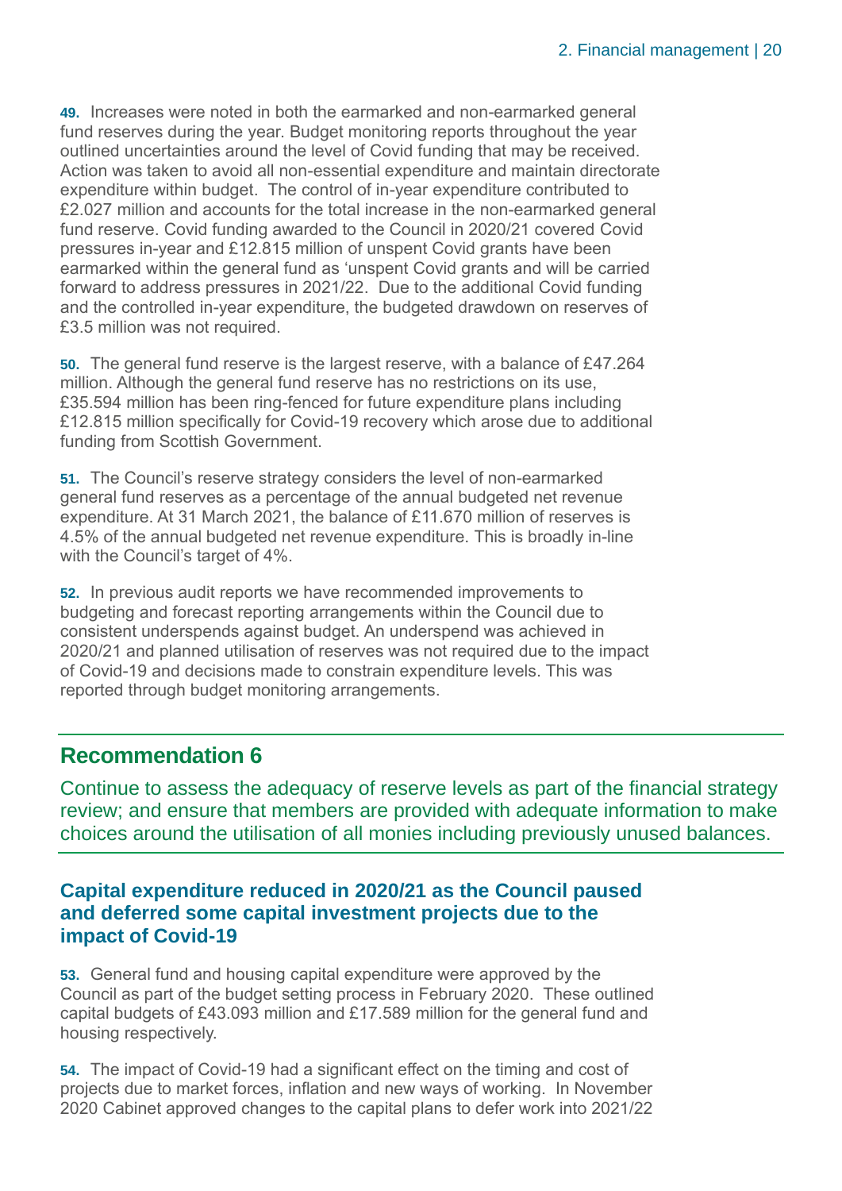**49.** Increases were noted in both the earmarked and non-earmarked general fund reserves during the year. Budget monitoring reports throughout the year outlined uncertainties around the level of Covid funding that may be received. Action was taken to avoid all non-essential expenditure and maintain directorate expenditure within budget. The control of in-year expenditure contributed to £2.027 million and accounts for the total increase in the non-earmarked general fund reserve. Covid funding awarded to the Council in 2020/21 covered Covid pressures in-year and £12.815 million of unspent Covid grants have been earmarked within the general fund as 'unspent Covid grants and will be carried forward to address pressures in 2021/22. Due to the additional Covid funding and the controlled in-year expenditure, the budgeted drawdown on reserves of £3.5 million was not required.

**50.** The general fund reserve is the largest reserve, with a balance of £47.264 million. Although the general fund reserve has no restrictions on its use, £35.594 million has been ring-fenced for future expenditure plans including £12.815 million specifically for Covid-19 recovery which arose due to additional funding from Scottish Government.

**51.** The Council's reserve strategy considers the level of non-earmarked general fund reserves as a percentage of the annual budgeted net revenue expenditure. At 31 March 2021, the balance of £11.670 million of reserves is 4.5% of the annual budgeted net revenue expenditure. This is broadly in-line with the Council's target of 4%.

**52.** In previous audit reports we have recommended improvements to budgeting and forecast reporting arrangements within the Council due to consistent underspends against budget. An underspend was achieved in 2020/21 and planned utilisation of reserves was not required due to the impact of Covid-19 and decisions made to constrain expenditure levels. This was reported through budget monitoring arrangements.

## Recommendation 6

Continue to assess the adequacy of reserve levels as part of the financial strategy review; and ensure that members are provided with adequate information to make choices around the utilisation of all monies including previously unused balances.

### Capital expenditure reduced in 2020/21 as the Council paused and deferred some capital investment projects due to the impact of Covid-19

**53.** General fund and housing capital expenditure were approved by the Council as part of the budget setting process in February 2020. These outlined capital budgets of £43.093 million and £17.589 million for the general fund and housing respectively.

**54.** The impact of Covid-19 had a significant effect on the timing and cost of projects due to market forces, inflation and new ways of working. In November 2020 Cabinet approved changes to the capital plans to defer work into 2021/22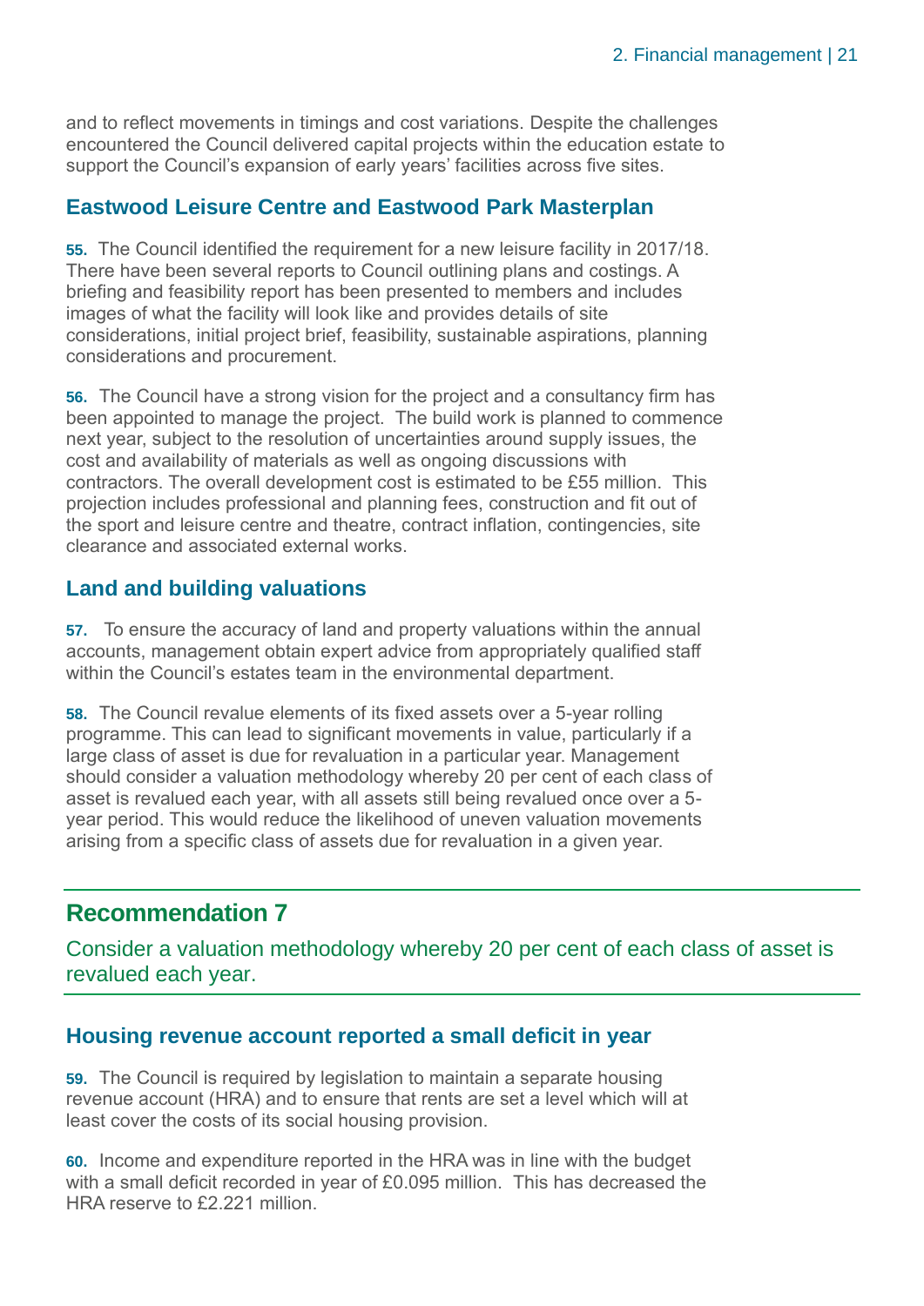and to reflect movements in timings and cost variations. Despite the challenges encountered the Council delivered capital projects within the education estate to support the Council's expansion of early years' facilities across five sites.

### Eastwood Leisure Centre and Eastwood Park Masterplan

**55.** The Council identified the requirement for a new leisure facility in 2017/18. There have been several reports to Council outlining plans and costings. A briefing and feasibility report has been presented to members and includes images of what the facility will look like and provides details of site considerations, initial project brief, feasibility, sustainable aspirations, planning considerations and procurement.

**56.** The Council have a strong vision for the project and a consultancy firm has been appointed to manage the project. The build work is planned to commence next year, subject to the resolution of uncertainties around supply issues, the cost and availability of materials as well as ongoing discussions with contractors. The overall development cost is estimated to be £55 million. This projection includes professional and planning fees, construction and fit out of the sport and leisure centre and theatre, contract inflation, contingencies, site clearance and associated external works.

### Land and building valuations

**57.** To ensure the accuracy of land and property valuations within the annual accounts, management obtain expert advice from appropriately qualified staff within the Council's estates team in the environmental department.

**58.** The Council revalue elements of its fixed assets over a 5-year rolling programme. This can lead to significant movements in value, particularly if a large class of asset is due for revaluation in a particular year. Management should consider a valuation methodology whereby 20 per cent of each class of asset is revalued each year, with all assets still being revalued once over a 5-year period. This would reduce the likelihood of uneven valuation movements arising from a specific class of assets due for revaluation in a given year.

## Recommendation 7

Consider a valuation methodology whereby 20 per cent of each class of asset is revalued each year.

### Housing revenue account reported a small deficit in year

**59.** The Council is required by legislation to maintain a separate housing revenue account (HRA) and to ensure that rents are set a level which will at least cover the costs of its social housing provision.

**60.** Income and expenditure reported in the HRA was in line with the budget with a small deficit recorded in year of £0.095 million. This has decreased the HRA reserve to £2.221 million.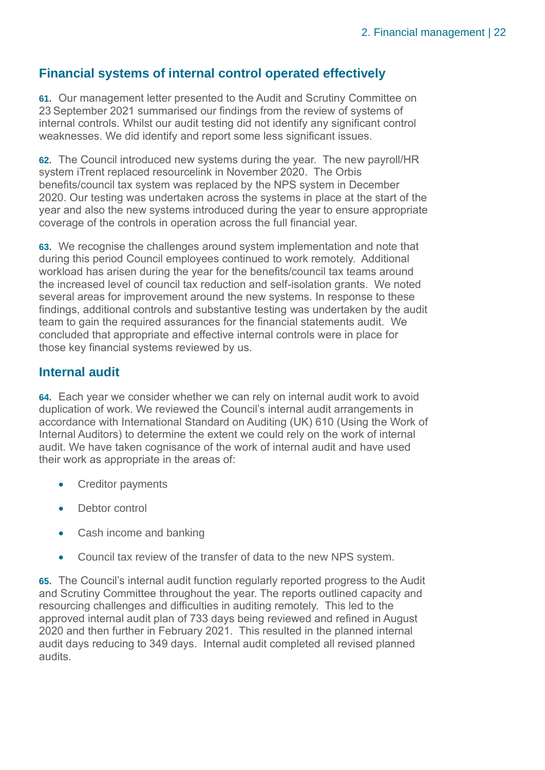## Financial systems of internal control operated effectively

**61.** Our management letter presented to the Audit and Scrutiny Committee on 23 September 2021 summarised our findings from the review of systems of internal controls. Whilst our audit testing did not identify any significant control weaknesses. We did identify and report some less significant issues.

**62.** The Council introduced new systems during the year. The new payroll/HR system iTrent replaced resourcelink in November 2020. The Orbis benefits/council tax system was replaced by the NPS system in December 2020. Our testing was undertaken across the systems in place at the start of the year and also the new systems introduced during the year to ensure appropriate coverage of the controls in operation across the full financial year.

**63.** We recognise the challenges around system implementation and note that during this period Council employees continued to work remotely. Additional workload has arisen during the year for the benefits/council tax teams around the increased level of council tax reduction and self-isolation grants. We noted several areas for improvement around the new systems. In response to these findings, additional controls and substantive testing was undertaken by the audit team to gain the required assurances for the financial statements audit. We concluded that appropriate and effective internal controls were in place for those key financial systems reviewed by us.

## Internal audit

**64.** Each year we consider whether we can rely on internal audit work to avoid duplication of work. We reviewed the Council's internal audit arrangements in accordance with International Standard on Auditing (UK) 610 (Using the Work of Internal Auditors) to determine the extent we could rely on the work of internal audit. We have taken cognisance of the work of internal audit and have used their work as appropriate in the areas of:

- Creditor payments
- Debtor control
- Cash income and banking
- Council tax review of the transfer of data to the new NPS system.

**65.** The Council's internal audit function regularly reported progress to the Audit and Scrutiny Committee throughout the year. The reports outlined capacity and resourcing challenges and difficulties in auditing remotely. This led to the approved internal audit plan of 733 days being reviewed and refined in August 2020 and then further in February 2021. This resulted in the planned internal audit days reducing to 349 days. Internal audit completed all revised planned audits.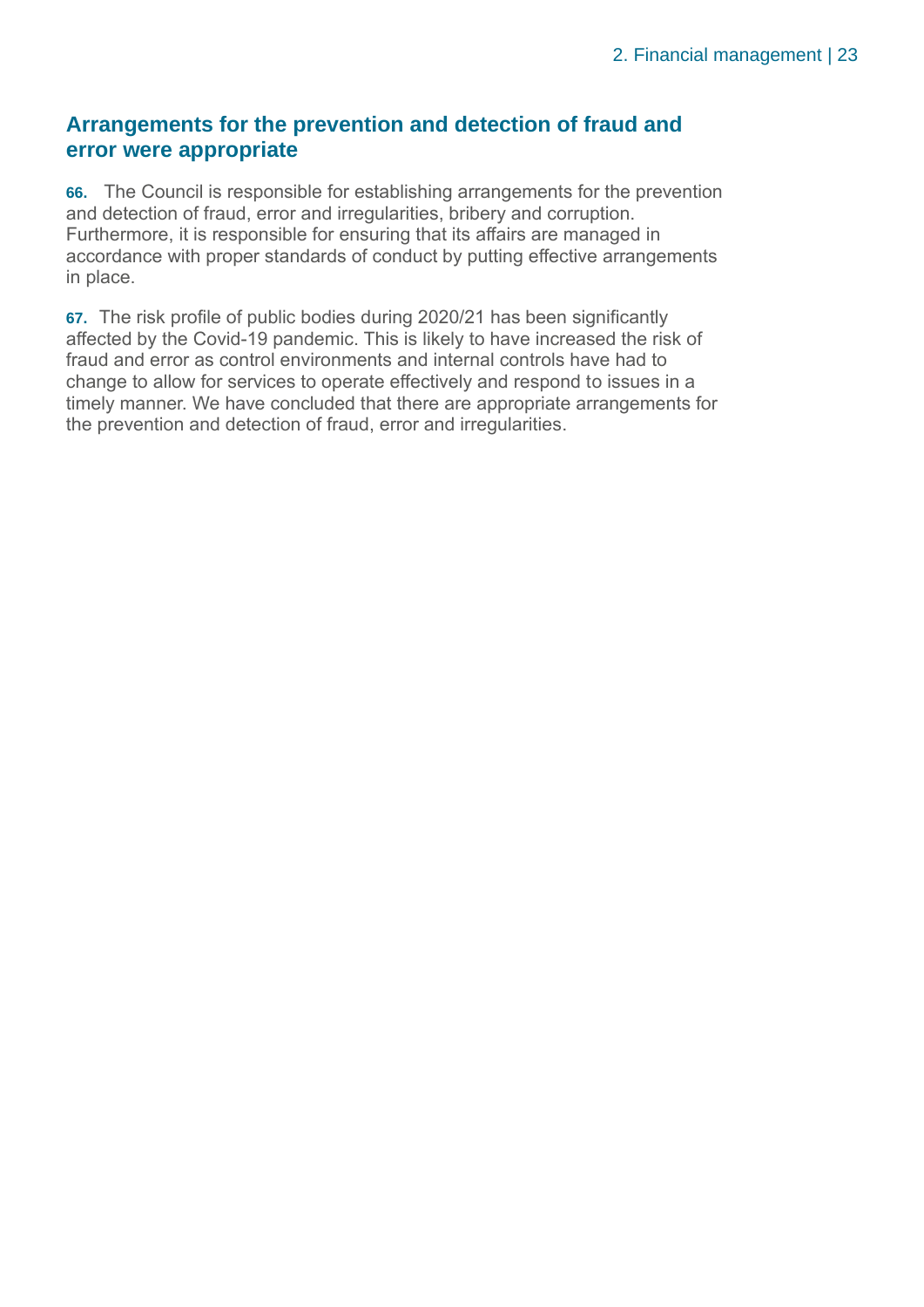## Arrangements for the prevention and detection of fraud and error were appropriate

**66.** The Council is responsible for establishing arrangements for the prevention and detection of fraud, error and irregularities, bribery and corruption. Furthermore, it is responsible for ensuring that its affairs are managed in accordance with proper standards of conduct by putting effective arrangements in place.

**67.** The risk profile of public bodies during 2020/21 has been significantly affected by the Covid-19 pandemic. This is likely to have increased the risk of fraud and error as control environments and internal controls have had to change to allow for services to operate effectively and respond to issues in a timely manner. We have concluded that there are appropriate arrangements for the prevention and detection of fraud, error and irregularities.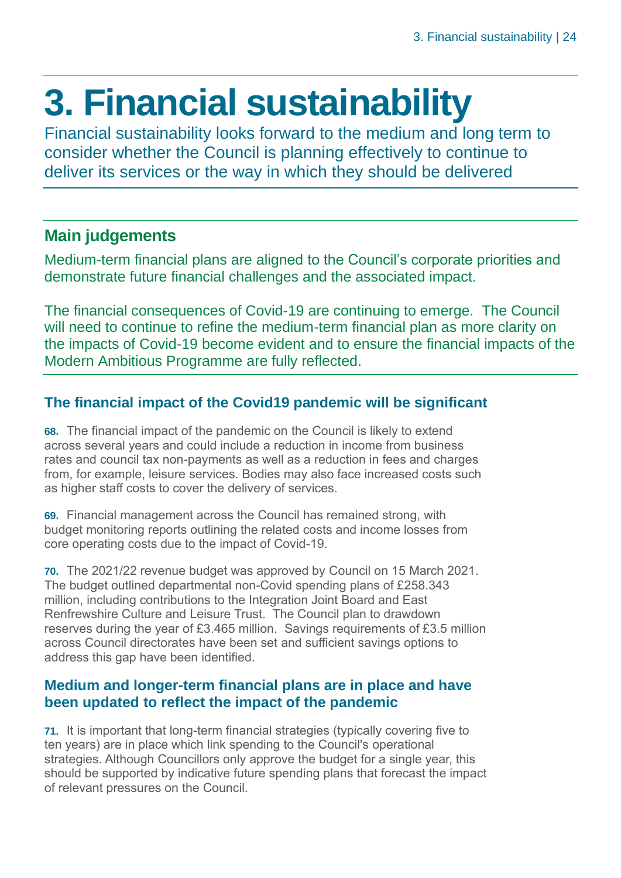# 3. Financial sustainability

Financial sustainability looks forward to the medium and long term to consider whether the Council is planning effectively to continue to deliver its services or the way in which they should be delivered

## Main judgements

Medium-term financial plans are aligned to the Council's corporate priorities and demonstrate future financial challenges and the associated impact.

The financial consequences of Covid-19 are continuing to emerge. The Council will need to continue to refine the medium-term financial plan as more clarity on the impacts of Covid-19 become evident and to ensure the financial impacts of the Modern Ambitious Programme are fully reflected.

### The financial impact of the Covid19 pandemic will be significant

**68.** The financial impact of the pandemic on the Council is likely to extend across several years and could include a reduction in income from business rates and council tax non-payments as well as a reduction in fees and charges from, for example, leisure services. Bodies may also face increased costs such as higher staff costs to cover the delivery of services.

**69.** Financial management across the Council has remained strong, with budget monitoring reports outlining the related costs and income losses from core operating costs due to the impact of Covid-19.

**70.** The 2021/22 revenue budget was approved by Council on 15 March 2021. The budget outlined departmental non-Covid spending plans of £258.343 million, including contributions to the Integration Joint Board and East Renfrewshire Culture and Leisure Trust. The Council plan to drawdown reserves during the year of £3.465 million. Savings requirements of £3.5 million across Council directorates have been set and sufficient savings options to address this gap have been identified.

### Medium and longer-term financial plans are in place and have been updated to reflect the impact of the pandemic

**71.** It is important that long-term financial strategies (typically covering five to ten years) are in place which link spending to the Council's operational strategies. Although Councillors only approve the budget for a single year, this should be supported by indicative future spending plans that forecast the impact of relevant pressures on the Council.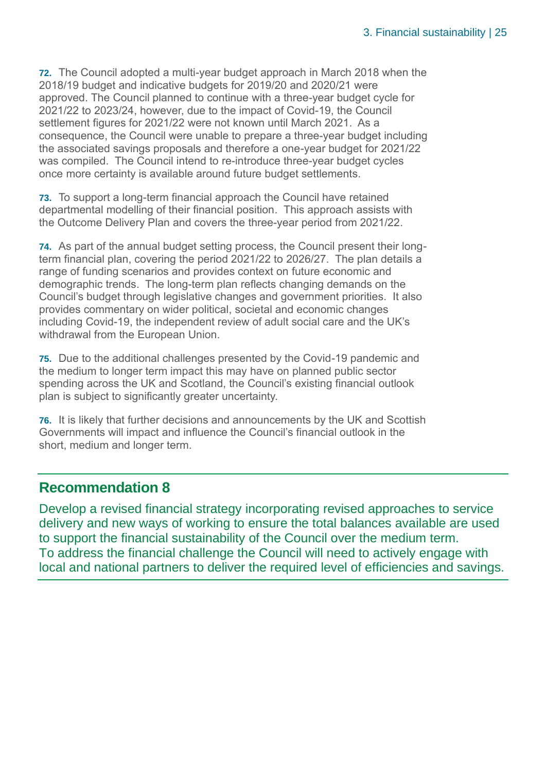**72.** The Council adopted a multi-year budget approach in March 2018 when the 2018/19 budget and indicative budgets for 2019/20 and 2020/21 were approved. The Council planned to continue with a three-year budget cycle for 2021/22 to 2023/24, however, due to the impact of Covid-19, the Council settlement figures for 2021/22 were not known until March 2021. As a consequence, the Council were unable to prepare a three-year budget including the associated savings proposals and therefore a one-year budget for 2021/22 was compiled. The Council intend to re-introduce three-year budget cycles once more certainty is available around future budget settlements.

**73.** To support a long-term financial approach the Council have retained departmental modelling of their financial position. This approach assists with the Outcome Delivery Plan and covers the three-year period from 2021/22.

**74.** As part of the annual budget setting process, the Council present their long-term financial plan, covering the period 2021/22 to 2026/27. The plan details a range of funding scenarios and provides context on future economic and demographic trends. The long-term plan reflects changing demands on the Council's budget through legislative changes and government priorities. It also provides commentary on wider political, societal and economic changes including Covid-19, the independent review of adult social care and the UK's withdrawal from the European Union.

**75.** Due to the additional challenges presented by the Covid-19 pandemic and the medium to longer term impact this may have on planned public sector spending across the UK and Scotland, the Council's existing financial outlook plan is subject to significantly greater uncertainty.

**76.** It is likely that further decisions and announcements by the UK and Scottish Governments will impact and influence the Council's financial outlook in the short, medium and longer term.

## Recommendation 8

Develop a revised financial strategy incorporating revised approaches to service delivery and new ways of working to ensure the total balances available are used to support the financial sustainability of the Council over the medium term.
To address the financial challenge the Council will need to actively engage with local and national partners to deliver the required level of efficiencies and savings.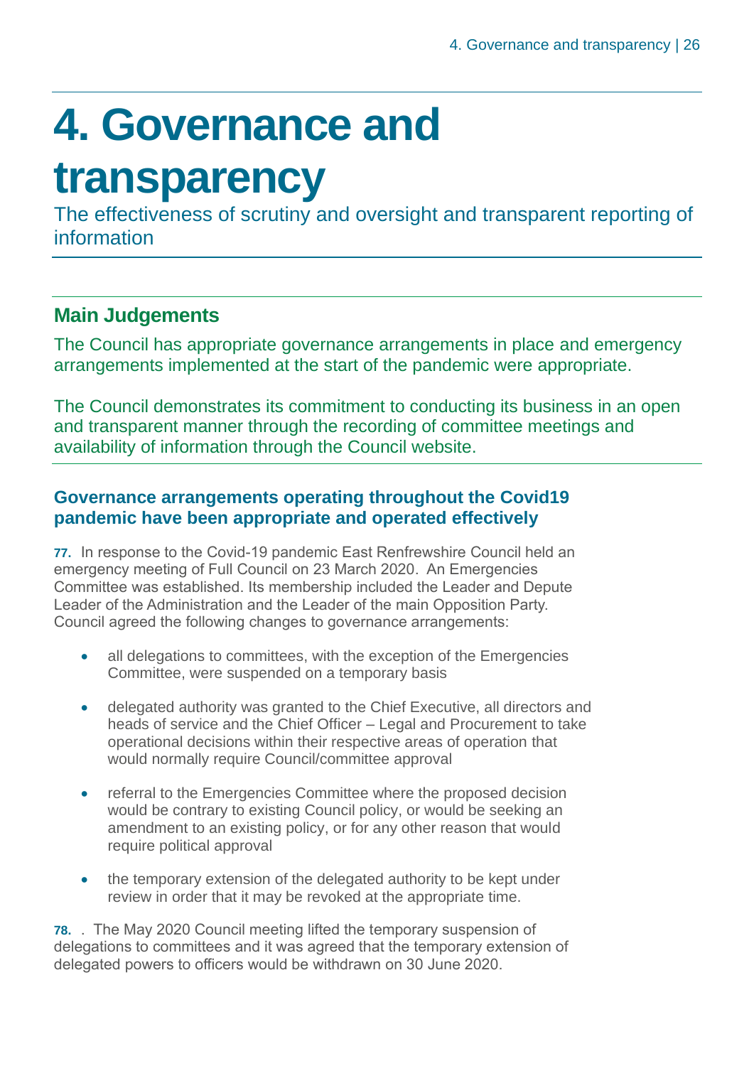# 4. Governance and transparency

The effectiveness of scrutiny and oversight and transparent reporting of information

## Main Judgements

The Council has appropriate governance arrangements in place and emergency arrangements implemented at the start of the pandemic were appropriate.

The Council demonstrates its commitment to conducting its business in an open and transparent manner through the recording of committee meetings and availability of information through the Council website.

### Governance arrangements operating throughout the Covid19 pandemic have been appropriate and operated effectively

**77.** In response to the Covid-19 pandemic East Renfrewshire Council held an emergency meeting of Full Council on 23 March 2020. An Emergencies Committee was established. Its membership included the Leader and Depute Leader of the Administration and the Leader of the main Opposition Party. Council agreed the following changes to governance arrangements:

- all delegations to committees, with the exception of the Emergencies Committee, were suspended on a temporary basis
- delegated authority was granted to the Chief Executive, all directors and heads of service and the Chief Officer – Legal and Procurement to take operational decisions within their respective areas of operation that would normally require Council/committee approval
- referral to the Emergencies Committee where the proposed decision would be contrary to existing Council policy, or would be seeking an amendment to an existing policy, or for any other reason that would require political approval
- the temporary extension of the delegated authority to be kept under review in order that it may be revoked at the appropriate time.

**78.** . The May 2020 Council meeting lifted the temporary suspension of delegations to committees and it was agreed that the temporary extension of delegated powers to officers would be withdrawn on 30 June 2020.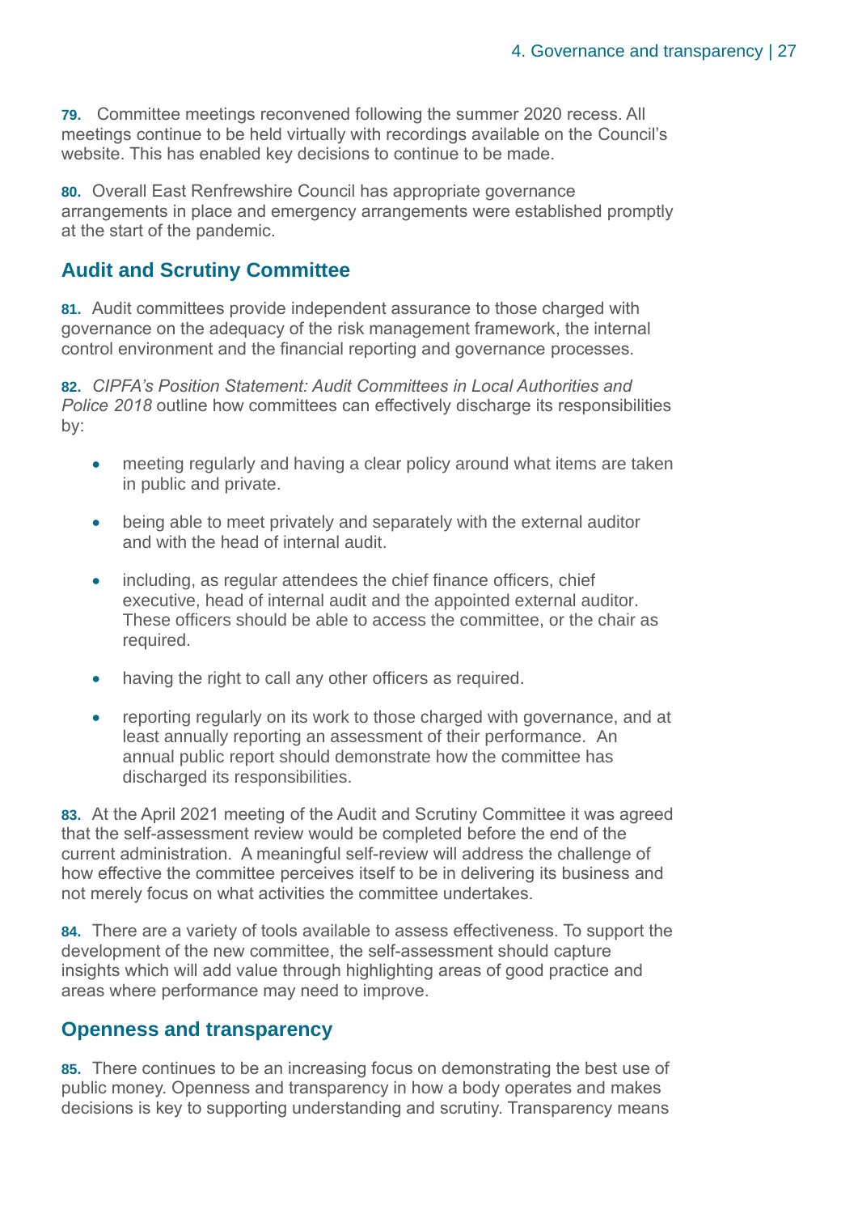**79.** Committee meetings reconvened following the summer 2020 recess. All meetings continue to be held virtually with recordings available on the Council's website. This has enabled key decisions to continue to be made.

**80.** Overall East Renfrewshire Council has appropriate governance arrangements in place and emergency arrangements were established promptly at the start of the pandemic.

## Audit and Scrutiny Committee

**81.** Audit committees provide independent assurance to those charged with governance on the adequacy of the risk management framework, the internal control environment and the financial reporting and governance processes.

**82.** *CIPFA's Position Statement: Audit Committees in Local Authorities and Police 2018* outline how committees can effectively discharge its responsibilities by:

- meeting regularly and having a clear policy around what items are taken in public and private.
- being able to meet privately and separately with the external auditor and with the head of internal audit.
- including, as regular attendees the chief finance officers, chief executive, head of internal audit and the appointed external auditor. These officers should be able to access the committee, or the chair as required.
- having the right to call any other officers as required.
- reporting regularly on its work to those charged with governance, and at least annually reporting an assessment of their performance. An annual public report should demonstrate how the committee has discharged its responsibilities.

**83.** At the April 2021 meeting of the Audit and Scrutiny Committee it was agreed that the self-assessment review would be completed before the end of the current administration. A meaningful self-review will address the challenge of how effective the committee perceives itself to be in delivering its business and not merely focus on what activities the committee undertakes.

**84.** There are a variety of tools available to assess effectiveness. To support the development of the new committee, the self-assessment should capture insights which will add value through highlighting areas of good practice and areas where performance may need to improve.

## Openness and transparency

**85.** There continues to be an increasing focus on demonstrating the best use of public money. Openness and transparency in how a body operates and makes decisions is key to supporting understanding and scrutiny. Transparency means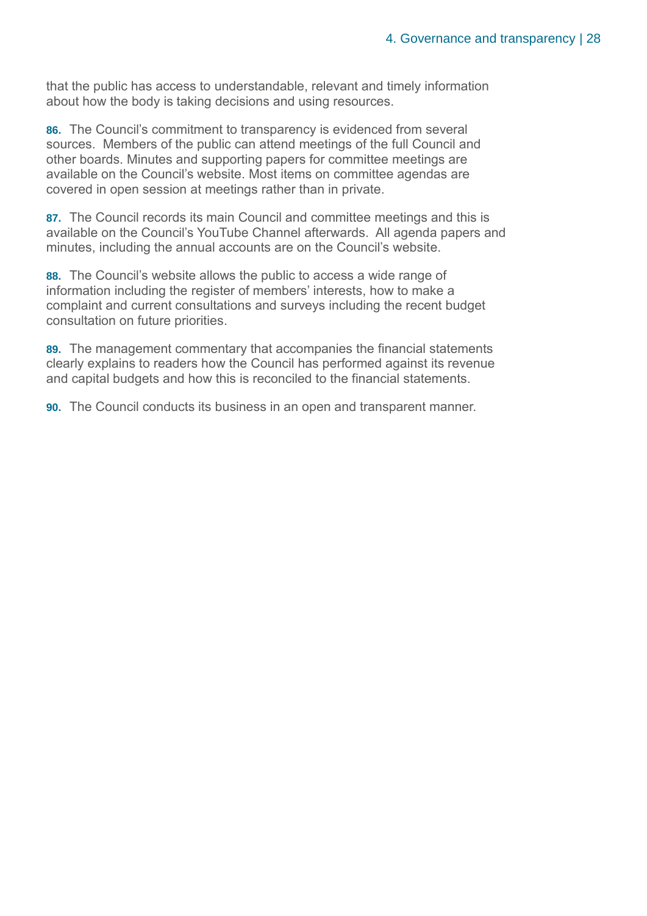that the public has access to understandable, relevant and timely information about how the body is taking decisions and using resources.

**86.** The Council's commitment to transparency is evidenced from several sources. Members of the public can attend meetings of the full Council and other boards. Minutes and supporting papers for committee meetings are available on the Council's website. Most items on committee agendas are covered in open session at meetings rather than in private.

**87.** The Council records its main Council and committee meetings and this is available on the Council's YouTube Channel afterwards. All agenda papers and minutes, including the annual accounts are on the Council's website.

**88.** The Council's website allows the public to access a wide range of information including the register of members' interests, how to make a complaint and current consultations and surveys including the recent budget consultation on future priorities.

**89.** The management commentary that accompanies the financial statements clearly explains to readers how the Council has performed against its revenue and capital budgets and how this is reconciled to the financial statements.

**90.** The Council conducts its business in an open and transparent manner.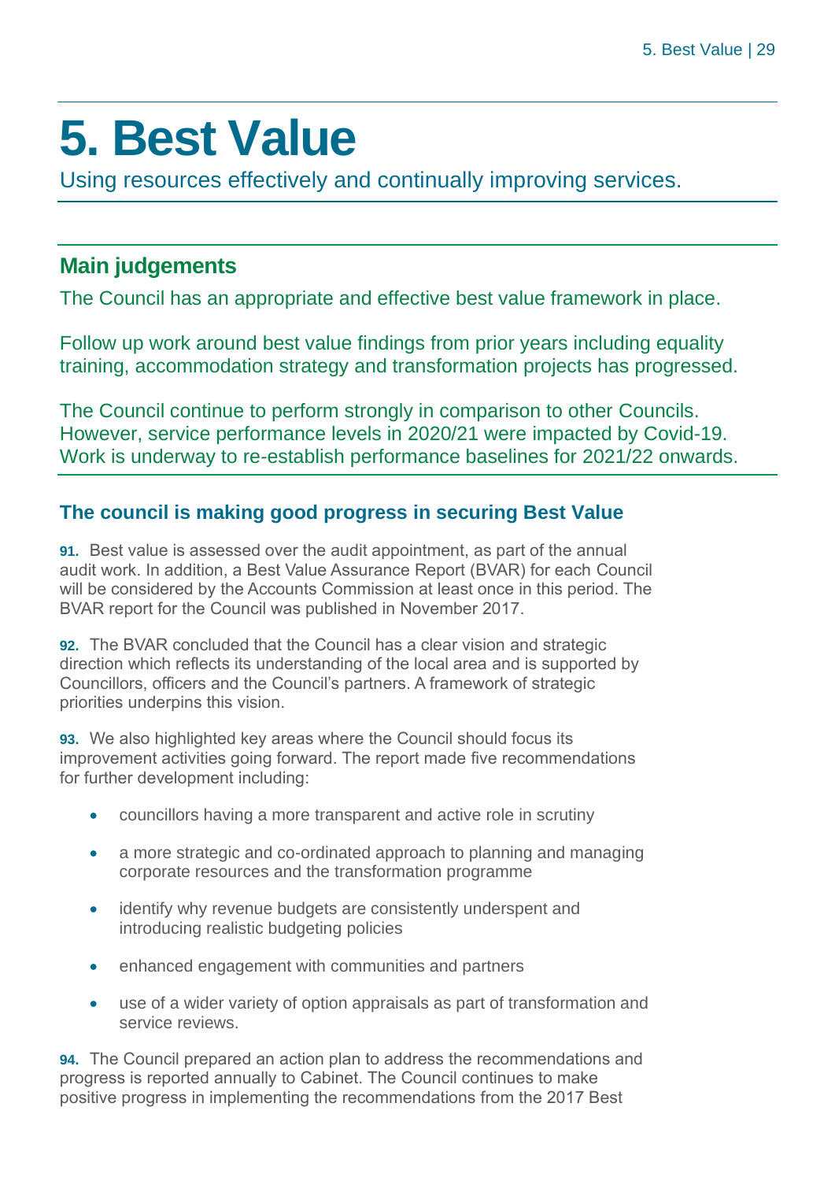# 5. Best Value

Using resources effectively and continually improving services.

## Main judgements

The Council has an appropriate and effective best value framework in place.

Follow up work around best value findings from prior years including equality training, accommodation strategy and transformation projects has progressed.

The Council continue to perform strongly in comparison to other Councils. However, service performance levels in 2020/21 were impacted by Covid-19. Work is underway to re-establish performance baselines for 2021/22 onwards.

### The council is making good progress in securing Best Value

**91.** Best value is assessed over the audit appointment, as part of the annual audit work. In addition, a Best Value Assurance Report (BVAR) for each Council will be considered by the Accounts Commission at least once in this period. The BVAR report for the Council was published in November 2017.

**92.** The BVAR concluded that the Council has a clear vision and strategic direction which reflects its understanding of the local area and is supported by Councillors, officers and the Council's partners. A framework of strategic priorities underpins this vision.

**93.** We also highlighted key areas where the Council should focus its improvement activities going forward. The report made five recommendations for further development including:

- councillors having a more transparent and active role in scrutiny
- a more strategic and co-ordinated approach to planning and managing corporate resources and the transformation programme
- identify why revenue budgets are consistently underspent and introducing realistic budgeting policies
- enhanced engagement with communities and partners
- use of a wider variety of option appraisals as part of transformation and service reviews.

**94.** The Council prepared an action plan to address the recommendations and progress is reported annually to Cabinet. The Council continues to make positive progress in implementing the recommendations from the 2017 Best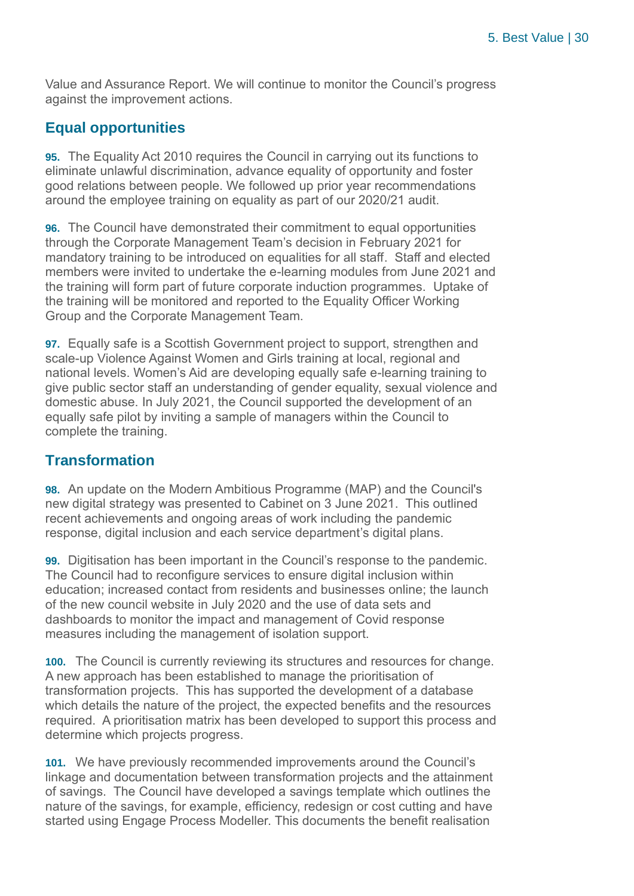Value and Assurance Report. We will continue to monitor the Council's progress against the improvement actions.

## Equal opportunities

**95.** The Equality Act 2010 requires the Council in carrying out its functions to eliminate unlawful discrimination, advance equality of opportunity and foster good relations between people. We followed up prior year recommendations around the employee training on equality as part of our 2020/21 audit.

**96.** The Council have demonstrated their commitment to equal opportunities through the Corporate Management Team's decision in February 2021 for mandatory training to be introduced on equalities for all staff. Staff and elected members were invited to undertake the e-learning modules from June 2021 and the training will form part of future corporate induction programmes. Uptake of the training will be monitored and reported to the Equality Officer Working Group and the Corporate Management Team.

**97.** Equally safe is a Scottish Government project to support, strengthen and scale-up Violence Against Women and Girls training at local, regional and national levels. Women's Aid are developing equally safe e-learning training to give public sector staff an understanding of gender equality, sexual violence and domestic abuse. In July 2021, the Council supported the development of an equally safe pilot by inviting a sample of managers within the Council to complete the training.

## Transformation

**98.** An update on the Modern Ambitious Programme (MAP) and the Council's new digital strategy was presented to Cabinet on 3 June 2021. This outlined recent achievements and ongoing areas of work including the pandemic response, digital inclusion and each service department's digital plans.

**99.** Digitisation has been important in the Council's response to the pandemic. The Council had to reconfigure services to ensure digital inclusion within education; increased contact from residents and businesses online; the launch of the new council website in July 2020 and the use of data sets and dashboards to monitor the impact and management of Covid response measures including the management of isolation support.

**100.** The Council is currently reviewing its structures and resources for change. A new approach has been established to manage the prioritisation of transformation projects. This has supported the development of a database which details the nature of the project, the expected benefits and the resources required. A prioritisation matrix has been developed to support this process and determine which projects progress.

**101.** We have previously recommended improvements around the Council's linkage and documentation between transformation projects and the attainment of savings. The Council have developed a savings template which outlines the nature of the savings, for example, efficiency, redesign or cost cutting and have started using Engage Process Modeller. This documents the benefit realisation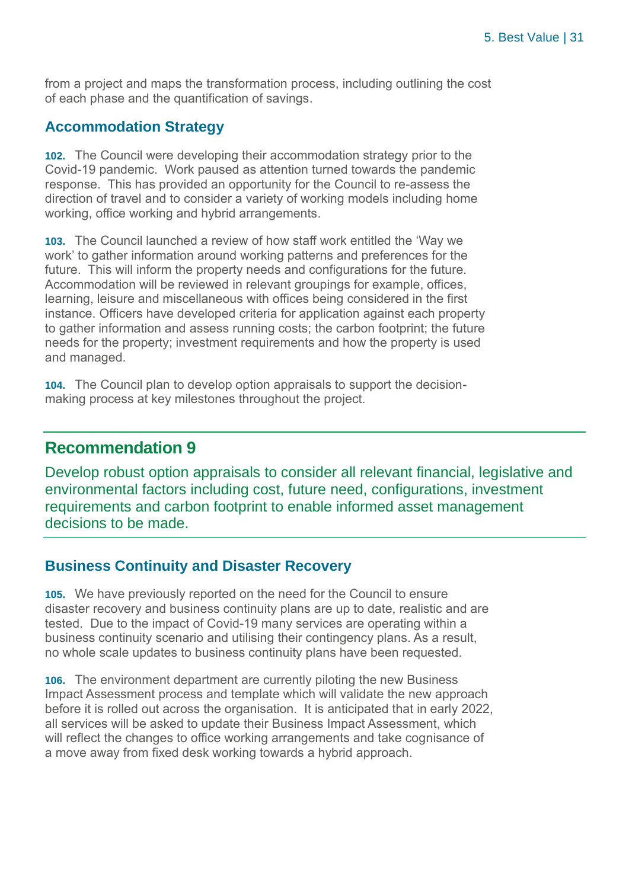from a project and maps the transformation process, including outlining the cost of each phase and the quantification of savings.

### Accommodation Strategy

**102.** The Council were developing their accommodation strategy prior to the Covid-19 pandemic. Work paused as attention turned towards the pandemic response. This has provided an opportunity for the Council to re-assess the direction of travel and to consider a variety of working models including home working, office working and hybrid arrangements.

**103.** The Council launched a review of how staff work entitled the 'Way we work' to gather information around working patterns and preferences for the future. This will inform the property needs and configurations for the future. Accommodation will be reviewed in relevant groupings for example, offices, learning, leisure and miscellaneous with offices being considered in the first instance. Officers have developed criteria for application against each property to gather information and assess running costs; the carbon footprint; the future needs for the property; investment requirements and how the property is used and managed.

**104.** The Council plan to develop option appraisals to support the decision-making process at key milestones throughout the project.

## Recommendation 9

Develop robust option appraisals to consider all relevant financial, legislative and environmental factors including cost, future need, configurations, investment requirements and carbon footprint to enable informed asset management decisions to be made.

### Business Continuity and Disaster Recovery

**105.** We have previously reported on the need for the Council to ensure disaster recovery and business continuity plans are up to date, realistic and are tested. Due to the impact of Covid-19 many services are operating within a business continuity scenario and utilising their contingency plans. As a result, no whole scale updates to business continuity plans have been requested.

**106.** The environment department are currently piloting the new Business Impact Assessment process and template which will validate the new approach before it is rolled out across the organisation. It is anticipated that in early 2022, all services will be asked to update their Business Impact Assessment, which will reflect the changes to office working arrangements and take cognisance of a move away from fixed desk working towards a hybrid approach.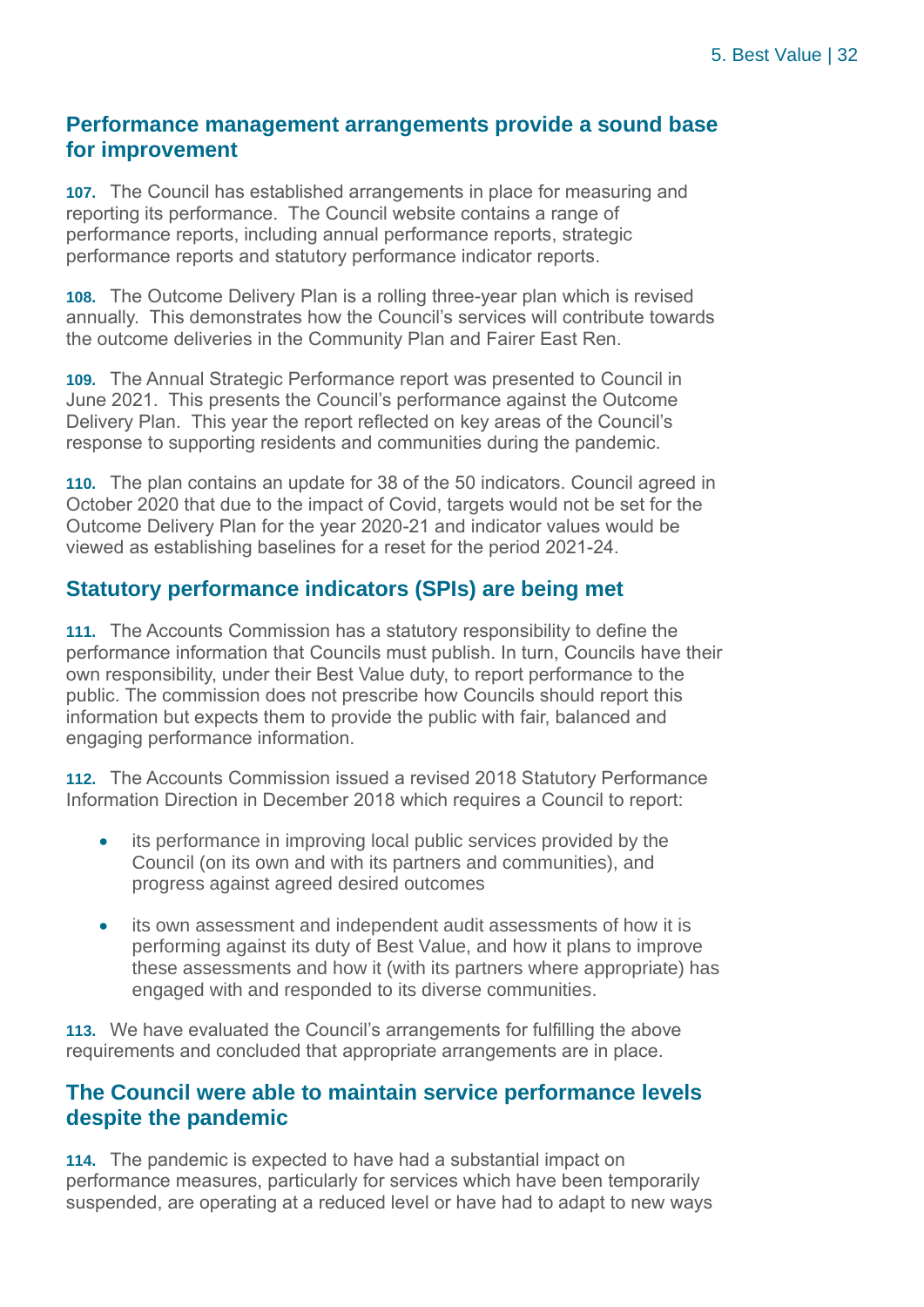## Performance management arrangements provide a sound base for improvement

**107.** The Council has established arrangements in place for measuring and reporting its performance. The Council website contains a range of performance reports, including annual performance reports, strategic performance reports and statutory performance indicator reports.

**108.** The Outcome Delivery Plan is a rolling three-year plan which is revised annually. This demonstrates how the Council's services will contribute towards the outcome deliveries in the Community Plan and Fairer East Ren.

**109.** The Annual Strategic Performance report was presented to Council in June 2021. This presents the Council's performance against the Outcome Delivery Plan. This year the report reflected on key areas of the Council's response to supporting residents and communities during the pandemic.

**110.** The plan contains an update for 38 of the 50 indicators. Council agreed in October 2020 that due to the impact of Covid, targets would not be set for the Outcome Delivery Plan for the year 2020-21 and indicator values would be viewed as establishing baselines for a reset for the period 2021-24.

## Statutory performance indicators (SPIs) are being met

**111.** The Accounts Commission has a statutory responsibility to define the performance information that Councils must publish. In turn, Councils have their own responsibility, under their Best Value duty, to report performance to the public. The commission does not prescribe how Councils should report this information but expects them to provide the public with fair, balanced and engaging performance information.

**112.** The Accounts Commission issued a revised 2018 Statutory Performance Information Direction in December 2018 which requires a Council to report:

- its performance in improving local public services provided by the Council (on its own and with its partners and communities), and progress against agreed desired outcomes
- its own assessment and independent audit assessments of how it is performing against its duty of Best Value, and how it plans to improve these assessments and how it (with its partners where appropriate) has engaged with and responded to its diverse communities.

**113.** We have evaluated the Council's arrangements for fulfilling the above requirements and concluded that appropriate arrangements are in place.

## The Council were able to maintain service performance levels despite the pandemic

**114.** The pandemic is expected to have had a substantial impact on performance measures, particularly for services which have been temporarily suspended, are operating at a reduced level or have had to adapt to new ways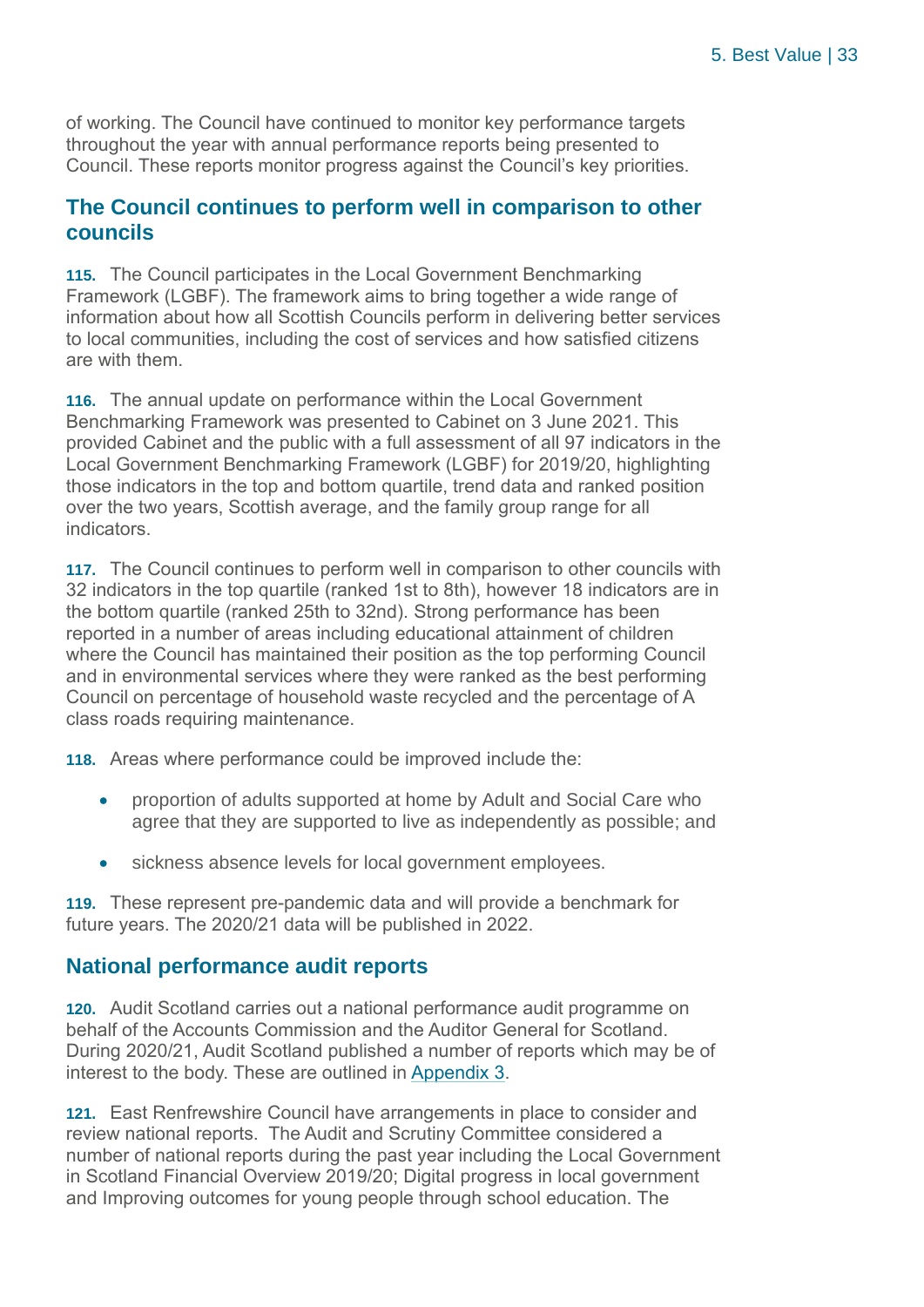of working. The Council have continued to monitor key performance targets throughout the year with annual performance reports being presented to Council. These reports monitor progress against the Council's key priorities.

## The Council continues to perform well in comparison to other councils

**115.** The Council participates in the Local Government Benchmarking Framework (LGBF). The framework aims to bring together a wide range of information about how all Scottish Councils perform in delivering better services to local communities, including the cost of services and how satisfied citizens are with them.

**116.** The annual update on performance within the Local Government Benchmarking Framework was presented to Cabinet on 3 June 2021. This provided Cabinet and the public with a full assessment of all 97 indicators in the Local Government Benchmarking Framework (LGBF) for 2019/20, highlighting those indicators in the top and bottom quartile, trend data and ranked position over the two years, Scottish average, and the family group range for all indicators.

**117.** The Council continues to perform well in comparison to other councils with 32 indicators in the top quartile (ranked 1st to 8th), however 18 indicators are in the bottom quartile (ranked 25th to 32nd). Strong performance has been reported in a number of areas including educational attainment of children where the Council has maintained their position as the top performing Council and in environmental services where they were ranked as the best performing Council on percentage of household waste recycled and the percentage of A class roads requiring maintenance.

**118.** Areas where performance could be improved include the:

- proportion of adults supported at home by Adult and Social Care who agree that they are supported to live as independently as possible; and
- sickness absence levels for local government employees.

**119.** These represent pre-pandemic data and will provide a benchmark for future years. The 2020/21 data will be published in 2022.

## National performance audit reports

**120.** Audit Scotland carries out a national performance audit programme on behalf of the Accounts Commission and the Auditor General for Scotland. During 2020/21, Audit Scotland published a number of reports which may be of interest to the body. These are outlined in Appendix 3.

**121.** East Renfrewshire Council have arrangements in place to consider and review national reports. The Audit and Scrutiny Committee considered a number of national reports during the past year including the Local Government in Scotland Financial Overview 2019/20; Digital progress in local government and Improving outcomes for young people through school education. The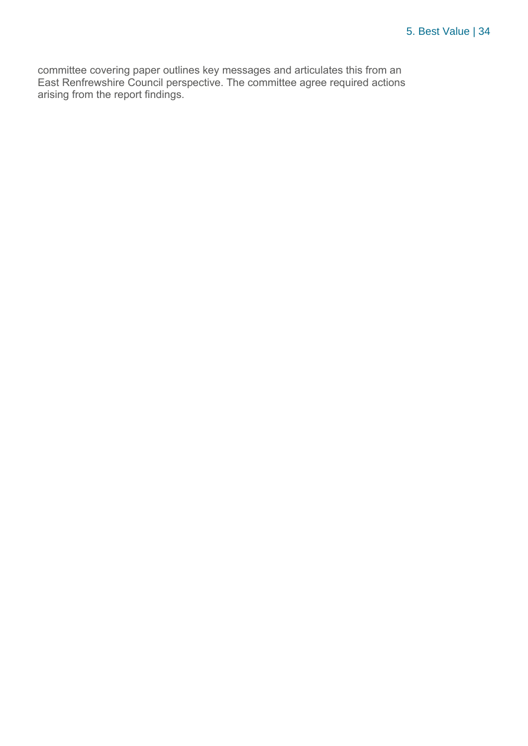committee covering paper outlines key messages and articulates this from an East Renfrewshire Council perspective. The committee agree required actions arising from the report findings.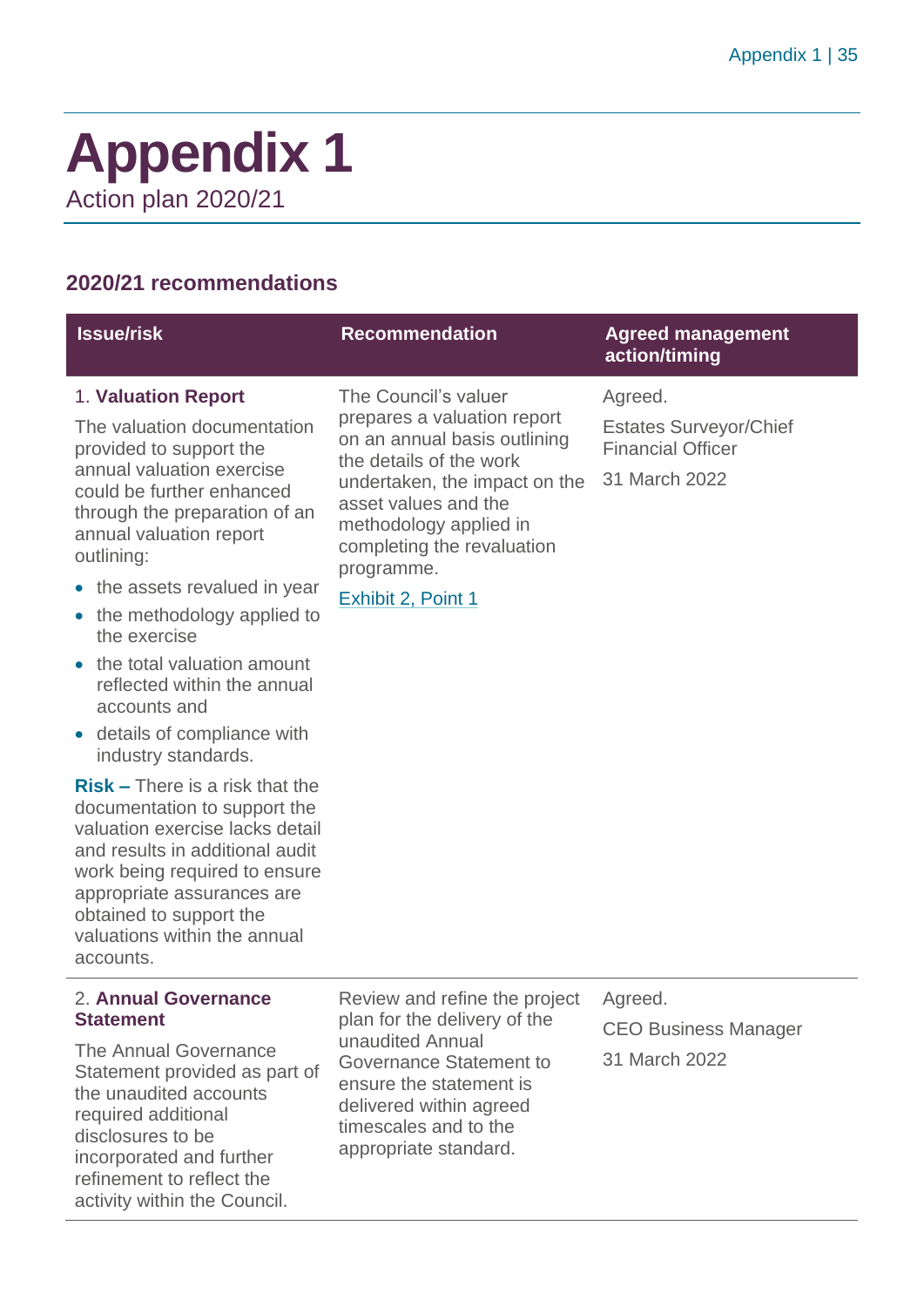# Appendix 1

Action plan 2020/21

## 2020/21 recommendations

| Issue/risk | Recommendation | Agreed management action/timing |
|---|---|---|
| 1. **Valuation Report**<br><br>The valuation documentation provided to support the annual valuation exercise could be further enhanced through the preparation of an annual valuation report outlining:<br>• the assets revalued in year<br>• the methodology applied to the exercise<br>• the total valuation amount reflected within the annual accounts and<br>• details of compliance with industry standards.<br><br>**Risk –** There is a risk that the documentation to support the valuation exercise lacks detail and results in additional audit work being required to ensure appropriate assurances are obtained to support the valuations within the annual accounts. | The Council's valuer prepares a valuation report on an annual basis outlining the details of the work undertaken, the impact on the asset values and the methodology applied in completing the revaluation programme.<br><br>Exhibit 2, Point 1 | Agreed.<br><br>Estates Surveyor/Chief Financial Officer<br><br>31 March 2022 |
| 2. **Annual Governance Statement**<br><br>The Annual Governance Statement provided as part of the unaudited accounts required additional disclosures to be incorporated and further refinement to reflect the activity within the Council. | Review and refine the project plan for the delivery of the unaudited Annual Governance Statement to ensure the statement is delivered within agreed timescales and to the appropriate standard. | Agreed.<br><br>CEO Business Manager<br><br>31 March 2022 |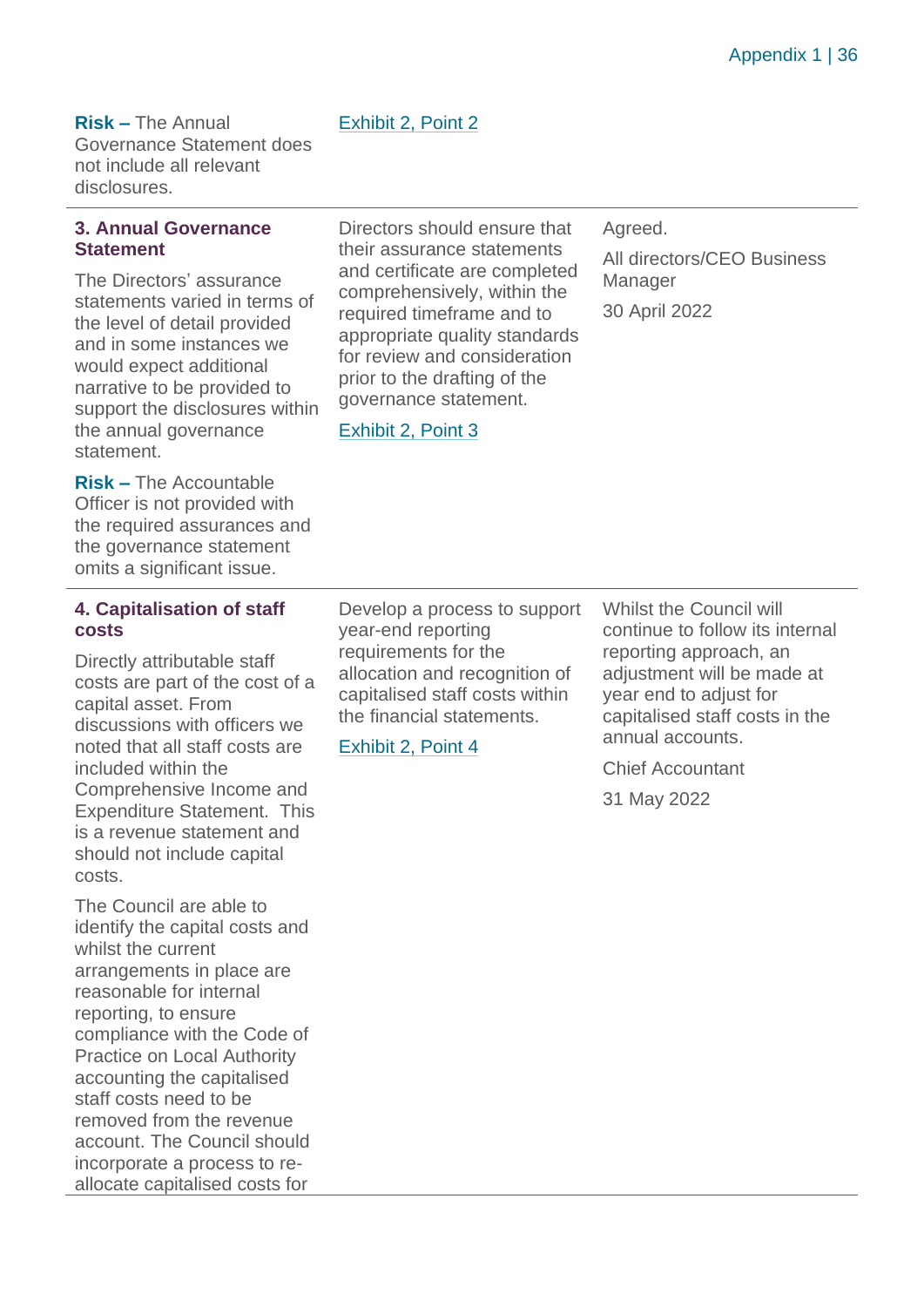| | | |
|---|---|---|
| **Risk –** The Annual Governance Statement does not include all relevant disclosures. | Exhibit 2, Point 2 | |
| **3. Annual Governance Statement**<br><br>The Directors' assurance statements varied in terms of the level of detail provided and in some instances we would expect additional narrative to be provided to support the disclosures within the annual governance statement.<br><br>**Risk –** The Accountable Officer is not provided with the required assurances and the governance statement omits a significant issue. | Directors should ensure that their assurance statements and certificate are completed comprehensively, within the required timeframe and to appropriate quality standards for review and consideration prior to the drafting of the governance statement.<br><br>Exhibit 2, Point 3 | Agreed.<br><br>All directors/CEO Business Manager<br><br>30 April 2022 |
| **4. Capitalisation of staff costs**<br><br>Directly attributable staff costs are part of the cost of a capital asset. From discussions with officers we noted that all staff costs are included within the Comprehensive Income and Expenditure Statement. This is a revenue statement and should not include capital costs.<br><br>The Council are able to identify the capital costs and whilst the current arrangements in place are reasonable for internal reporting, to ensure compliance with the Code of Practice on Local Authority accounting the capitalised staff costs need to be removed from the revenue account. The Council should incorporate a process to re-allocate capitalised costs for | Develop a process to support year-end reporting requirements for the allocation and recognition of capitalised staff costs within the financial statements.<br><br>Exhibit 2, Point 4 | Whilst the Council will continue to follow its internal reporting approach, an adjustment will be made at year end to adjust for capitalised staff costs in the annual accounts.<br><br>Chief Accountant<br><br>31 May 2022 |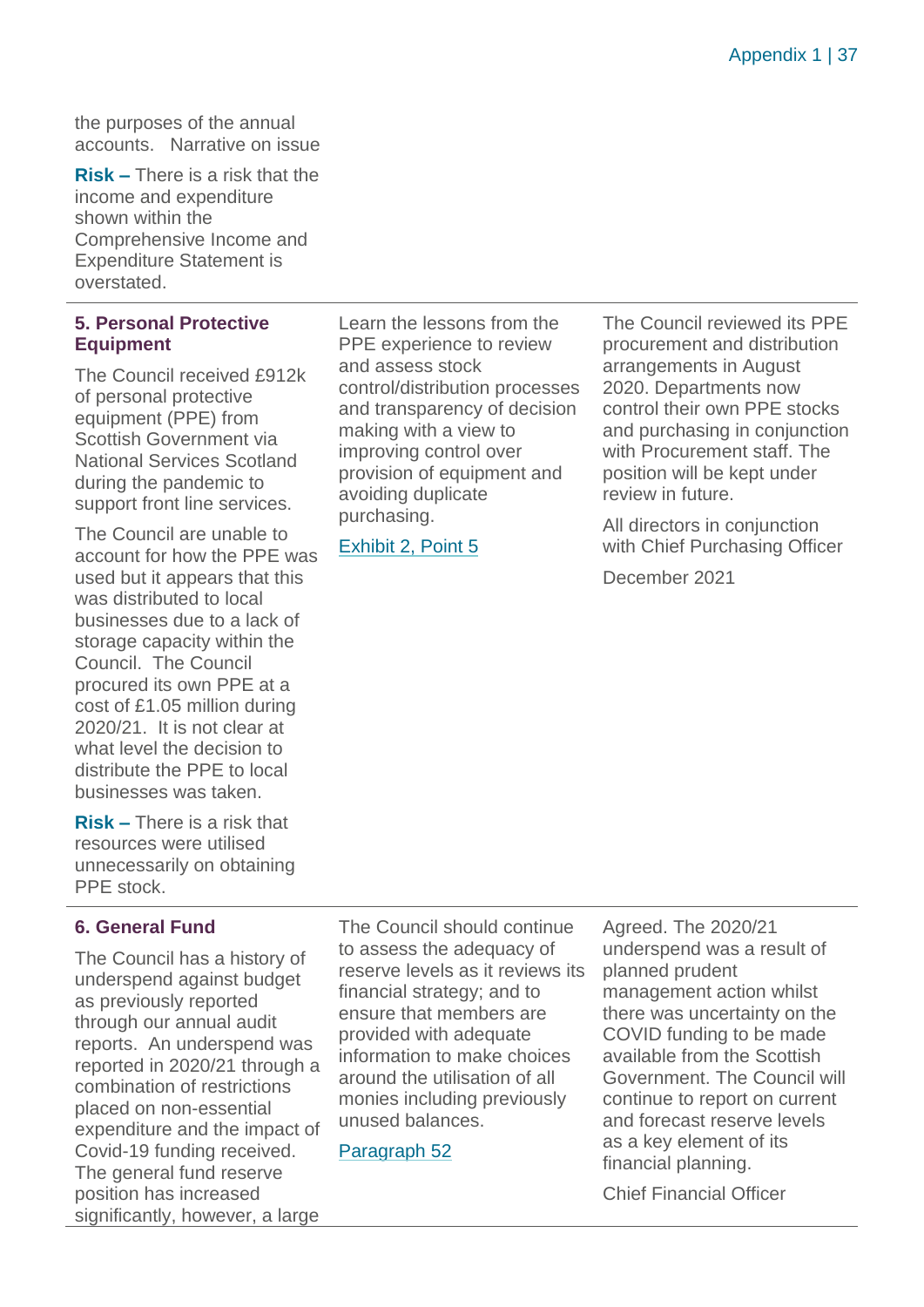| | | |
|---|---|---|
| the purposes of the annual accounts. Narrative on issue<br><br>**Risk –** There is a risk that the income and expenditure shown within the Comprehensive Income and Expenditure Statement is overstated. | | |
| **5. Personal Protective Equipment**<br><br>The Council received £912k of personal protective equipment (PPE) from Scottish Government via National Services Scotland during the pandemic to support front line services.<br><br>The Council are unable to account for how the PPE was used but it appears that this was distributed to local businesses due to a lack of storage capacity within the Council. The Council procured its own PPE at a cost of £1.05 million during 2020/21. It is not clear at what level the decision to distribute the PPE to local businesses was taken.<br><br>**Risk –** There is a risk that resources were utilised unnecessarily on obtaining PPE stock. | Learn the lessons from the PPE experience to review and assess stock control/distribution processes and transparency of decision making with a view to improving control over provision of equipment and avoiding duplicate purchasing.<br><br>Exhibit 2, Point 5 | The Council reviewed its PPE procurement and distribution arrangements in August 2020. Departments now control their own PPE stocks and purchasing in conjunction with Procurement staff. The position will be kept under review in future.<br><br>All directors in conjunction with Chief Purchasing Officer<br><br>December 2021 |
| **6. General Fund**<br><br>The Council has a history of underspend against budget as previously reported through our annual audit reports. An underspend was reported in 2020/21 through a combination of restrictions placed on non-essential expenditure and the impact of Covid-19 funding received. The general fund reserve position has increased significantly, however, a large | The Council should continue to assess the adequacy of reserve levels as it reviews its financial strategy; and to ensure that members are provided with adequate information to make choices around the utilisation of all monies including previously unused balances.<br><br>Paragraph 52 | Agreed. The 2020/21 underspend was a result of planned prudent management action whilst there was uncertainty on the COVID funding to be made available from the Scottish Government. The Council will continue to report on current and forecast reserve levels as a key element of its financial planning.<br><br>Chief Financial Officer |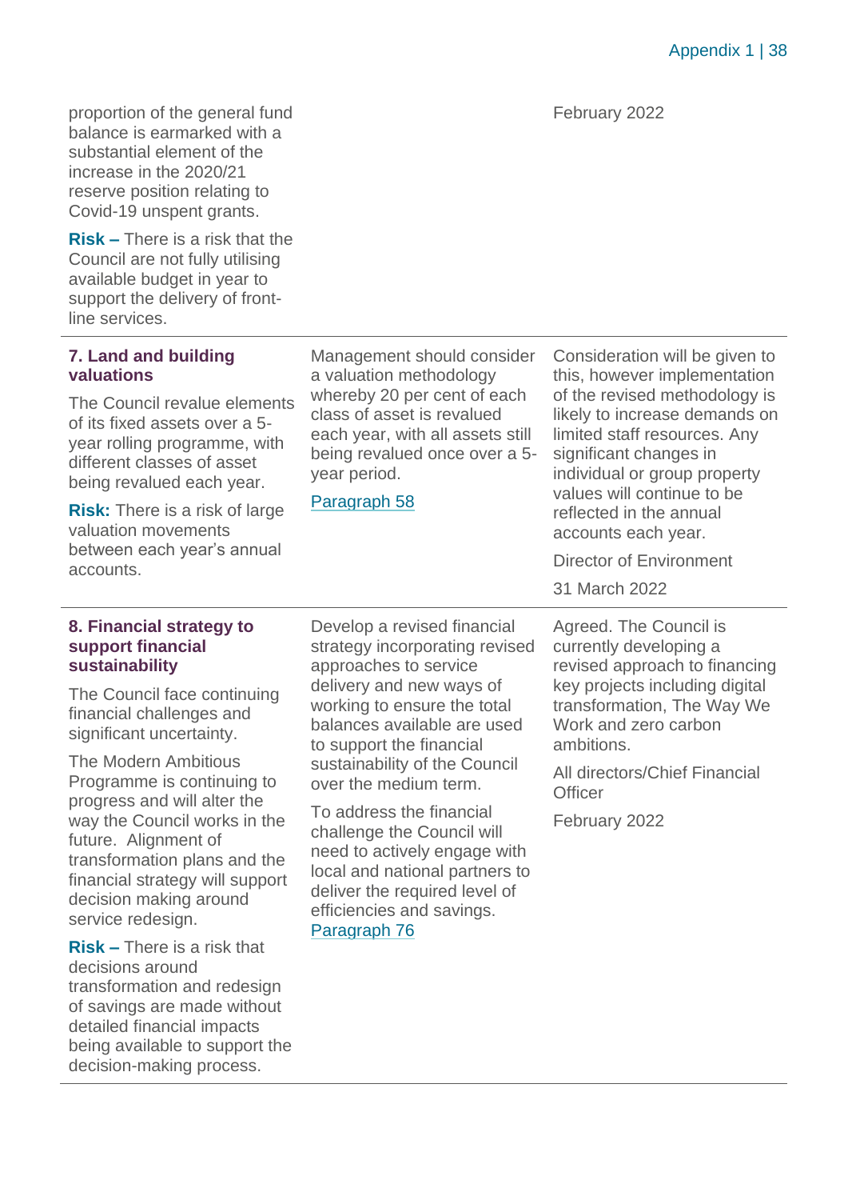| | | |
|---|---|---|
| proportion of the general fund balance is earmarked with a substantial element of the increase in the 2020/21 reserve position relating to Covid-19 unspent grants.<br><br>**Risk –** There is a risk that the Council are not fully utilising available budget in year to support the delivery of front-line services. | | February 2022 |
| **7. Land and building valuations**<br><br>The Council revalue elements of its fixed assets over a 5-year rolling programme, with different classes of asset being revalued each year.<br><br>**Risk:** There is a risk of large valuation movements between each year's annual accounts. | Management should consider a valuation methodology whereby 20 per cent of each class of asset is revalued each year, with all assets still being revalued once over a 5-year period.<br><br>Paragraph 58 | Consideration will be given to this, however implementation of the revised methodology is likely to increase demands on limited staff resources. Any significant changes in individual or group property values will continue to be reflected in the annual accounts each year.<br><br>Director of Environment<br><br>31 March 2022 |
| **8. Financial strategy to support financial sustainability**<br><br>The Council face continuing financial challenges and significant uncertainty.<br><br>The Modern Ambitious Programme is continuing to progress and will alter the way the Council works in the future. Alignment of transformation plans and the financial strategy will support decision making around service redesign.<br><br>**Risk –** There is a risk that decisions around transformation and redesign of savings are made without detailed financial impacts being available to support the decision-making process. | Develop a revised financial strategy incorporating revised approaches to service delivery and new ways of working to ensure the total balances available are used to support the financial sustainability of the Council over the medium term.<br><br>To address the financial challenge the Council will need to actively engage with local and national partners to deliver the required level of efficiencies and savings.<br>Paragraph 76 | Agreed. The Council is currently developing a revised approach to financing key projects including digital transformation, The Way We Work and zero carbon ambitions.<br><br>All directors/Chief Financial Officer<br><br>February 2022 |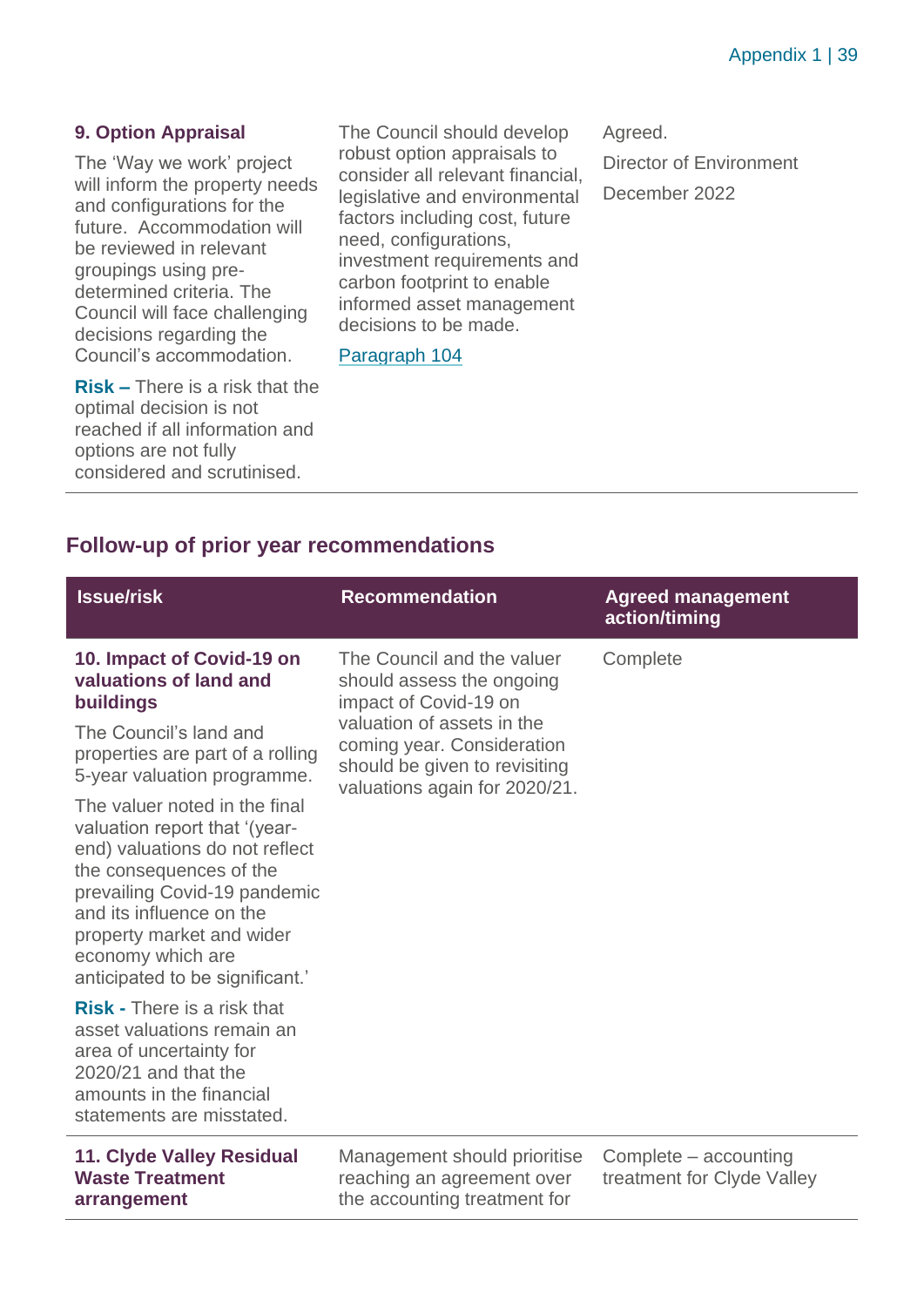| | | |
|---|---|---|
| **9. Option Appraisal**<br><br>The 'Way we work' project will inform the property needs and configurations for the future. Accommodation will be reviewed in relevant groupings using pre-determined criteria. The Council will face challenging decisions regarding the Council's accommodation.<br><br>**Risk –** There is a risk that the optimal decision is not reached if all information and options are not fully considered and scrutinised. | The Council should develop robust option appraisals to consider all relevant financial, legislative and environmental factors including cost, future need, configurations, investment requirements and carbon footprint to enable informed asset management decisions to be made.<br><br>Paragraph 104 | Agreed.<br><br>Director of Environment<br><br>December 2022 |

## Follow-up of prior year recommendations

| Issue/risk | Recommendation | Agreed management action/timing |
|---|---|---|
| **10. Impact of Covid-19 on valuations of land and buildings**<br><br>The Council's land and properties are part of a rolling 5-year valuation programme.<br><br>The valuer noted in the final valuation report that '(year-end) valuations do not reflect the consequences of the prevailing Covid-19 pandemic and its influence on the property market and wider economy which are anticipated to be significant.'<br><br>**Risk -** There is a risk that asset valuations remain an area of uncertainty for 2020/21 and that the amounts in the financial statements are misstated. | The Council and the valuer should assess the ongoing impact of Covid-19 on valuation of assets in the coming year. Consideration should be given to revisiting valuations again for 2020/21. | Complete |
| **11. Clyde Valley Residual Waste Treatment arrangement** | Management should prioritise reaching an agreement over the accounting treatment for | Complete – accounting treatment for Clyde Valley |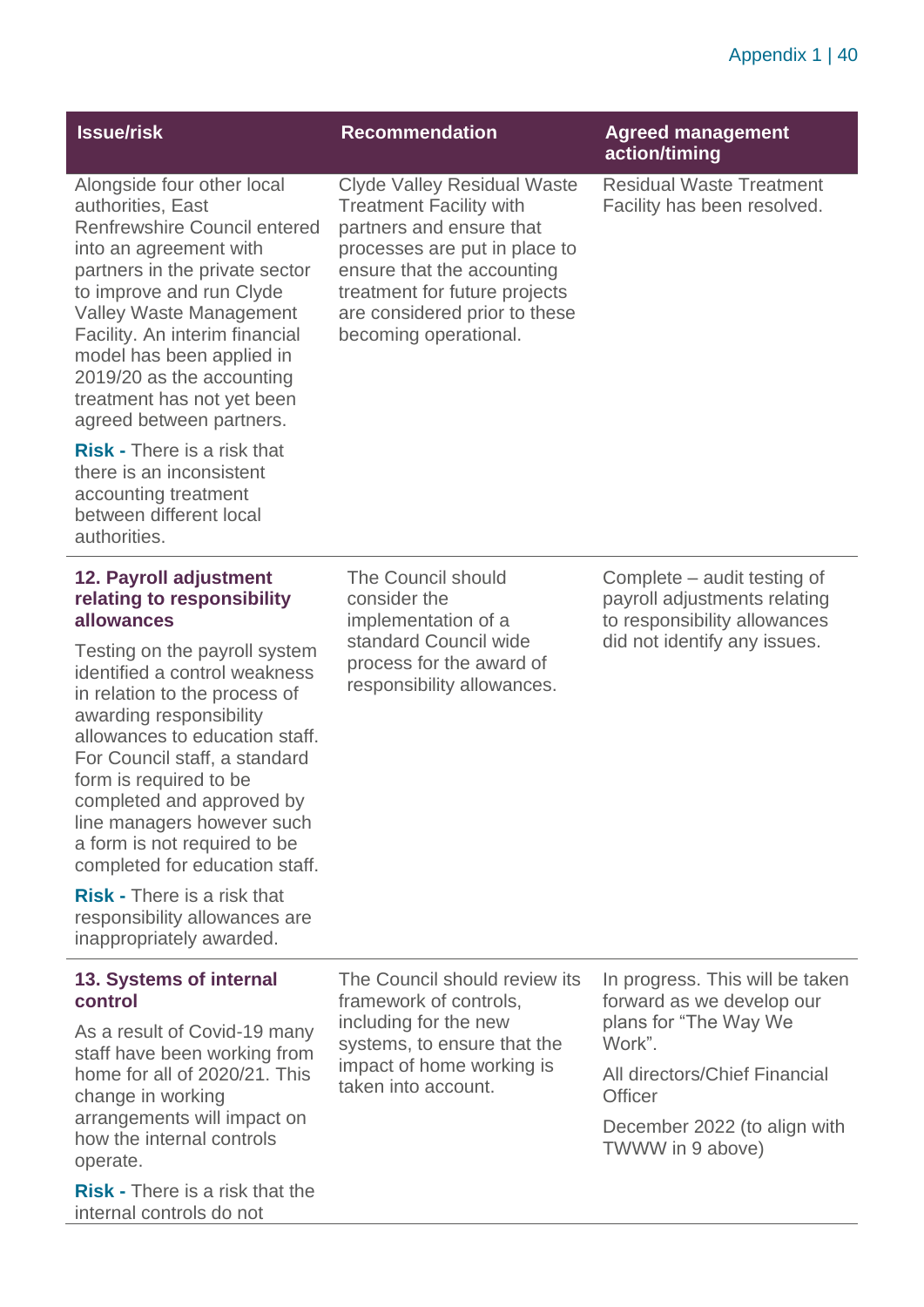| Issue/risk | Recommendation | Agreed management action/timing |
|---|---|---|
| Alongside four other local authorities, East Renfrewshire Council entered into an agreement with partners in the private sector to improve and run Clyde Valley Waste Management Facility. An interim financial model has been applied in 2019/20 as the accounting treatment has not yet been agreed between partners.<br><br>**Risk -** There is a risk that there is an inconsistent accounting treatment between different local authorities. | Clyde Valley Residual Waste Treatment Facility with partners and ensure that processes are put in place to ensure that the accounting treatment for future projects are considered prior to these becoming operational. | Residual Waste Treatment Facility has been resolved. |
| **12. Payroll adjustment relating to responsibility allowances**<br><br>Testing on the payroll system identified a control weakness in relation to the process of awarding responsibility allowances to education staff. For Council staff, a standard form is required to be completed and approved by line managers however such a form is not required to be completed for education staff.<br><br>**Risk -** There is a risk that responsibility allowances are inappropriately awarded. | The Council should consider the implementation of a standard Council wide process for the award of responsibility allowances. | Complete – audit testing of payroll adjustments relating to responsibility allowances did not identify any issues. |
| **13. Systems of internal control**<br><br>As a result of Covid-19 many staff have been working from home for all of 2020/21. This change in working arrangements will impact on how the internal controls operate.<br><br>**Risk -** There is a risk that the internal controls do not | The Council should review its framework of controls, including for the new systems, to ensure that the impact of home working is taken into account. | In progress. This will be taken forward as we develop our plans for "The Way We Work".<br><br>All directors/Chief Financial Officer<br><br>December 2022 (to align with TWWW in 9 above) |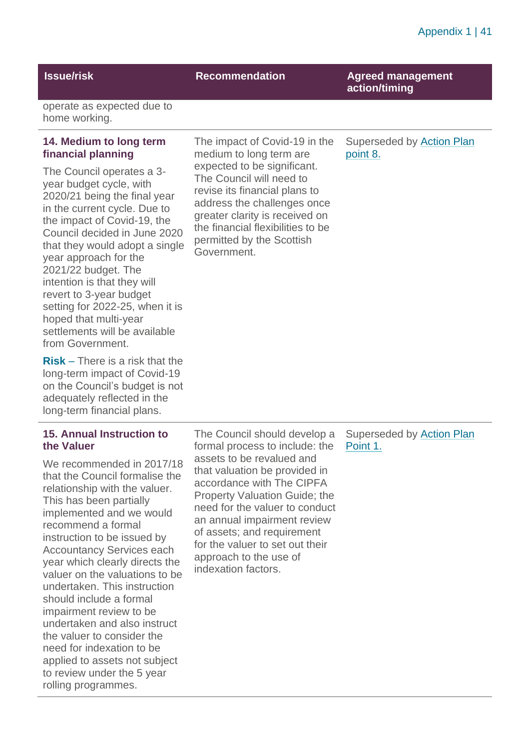| Issue/risk | Recommendation | Agreed management action/timing |
| --- | --- | --- |
| operate as expected due to home working. | | |
| **14. Medium to long term financial planning**<br><br>The Council operates a 3-year budget cycle, with 2020/21 being the final year in the current cycle. Due to the impact of Covid-19, the Council decided in June 2020 that they would adopt a single year approach for the 2021/22 budget. The intention is that they will revert to 3-year budget setting for 2022-25, when it is hoped that multi-year settlements will be available from Government.<br><br>**Risk** – There is a risk that the long-term impact of Covid-19 on the Council's budget is not adequately reflected in the long-term financial plans. | The impact of Covid-19 in the medium to long term are expected to be significant. The Council will need to revise its financial plans to address the challenges once greater clarity is received on the financial flexibilities to be permitted by the Scottish Government. | Superseded by Action Plan point 8. |
| **15. Annual Instruction to the Valuer**<br><br>We recommended in 2017/18 that the Council formalise the relationship with the valuer. This has been partially implemented and we would recommend a formal instruction to be issued by Accountancy Services each year which clearly directs the valuer on the valuations to be undertaken. This instruction should include a formal impairment review to be undertaken and also instruct the valuer to consider the need for indexation to be applied to assets not subject to review under the 5 year rolling programmes. | The Council should develop a formal process to include: the assets to be revalued and that valuation be provided in accordance with The CIPFA Property Valuation Guide; the need for the valuer to conduct an annual impairment review of assets; and requirement for the valuer to set out their approach to the use of indexation factors. | Superseded by Action Plan Point 1. |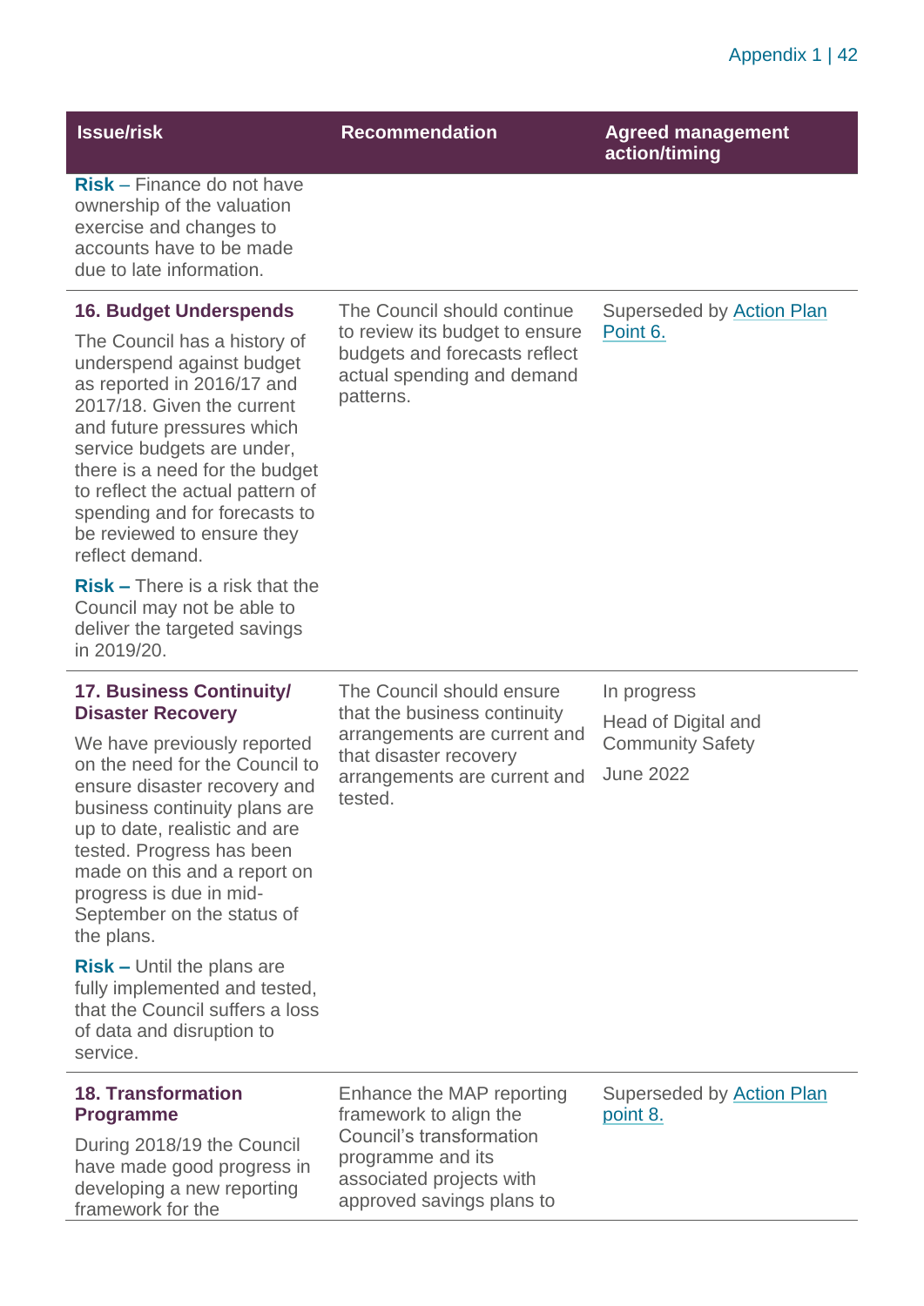| Issue/risk | Recommendation | Agreed management action/timing |
|---|---|---|
| **Risk** – Finance do not have ownership of the valuation exercise and changes to accounts have to be made due to late information. | | |
| **16. Budget Underspends**<br><br>The Council has a history of underspend against budget as reported in 2016/17 and 2017/18. Given the current and future pressures which service budgets are under, there is a need for the budget to reflect the actual pattern of spending and for forecasts to be reviewed to ensure they reflect demand.<br><br>**Risk –** There is a risk that the Council may not be able to deliver the targeted savings in 2019/20. | The Council should continue to review its budget to ensure budgets and forecasts reflect actual spending and demand patterns. | Superseded by Action Plan Point 6. |
| **17. Business Continuity/ Disaster Recovery**<br><br>We have previously reported on the need for the Council to ensure disaster recovery and business continuity plans are up to date, realistic and are tested. Progress has been made on this and a report on progress is due in mid-September on the status of the plans.<br><br>**Risk –** Until the plans are fully implemented and tested, that the Council suffers a loss of data and disruption to service. | The Council should ensure that the business continuity arrangements are current and that disaster recovery arrangements are current and tested. | In progress<br><br>Head of Digital and Community Safety<br><br>June 2022 |
| **18. Transformation Programme**<br><br>During 2018/19 the Council have made good progress in developing a new reporting framework for the | Enhance the MAP reporting framework to align the Council's transformation programme and its associated projects with approved savings plans to | Superseded by Action Plan point 8. |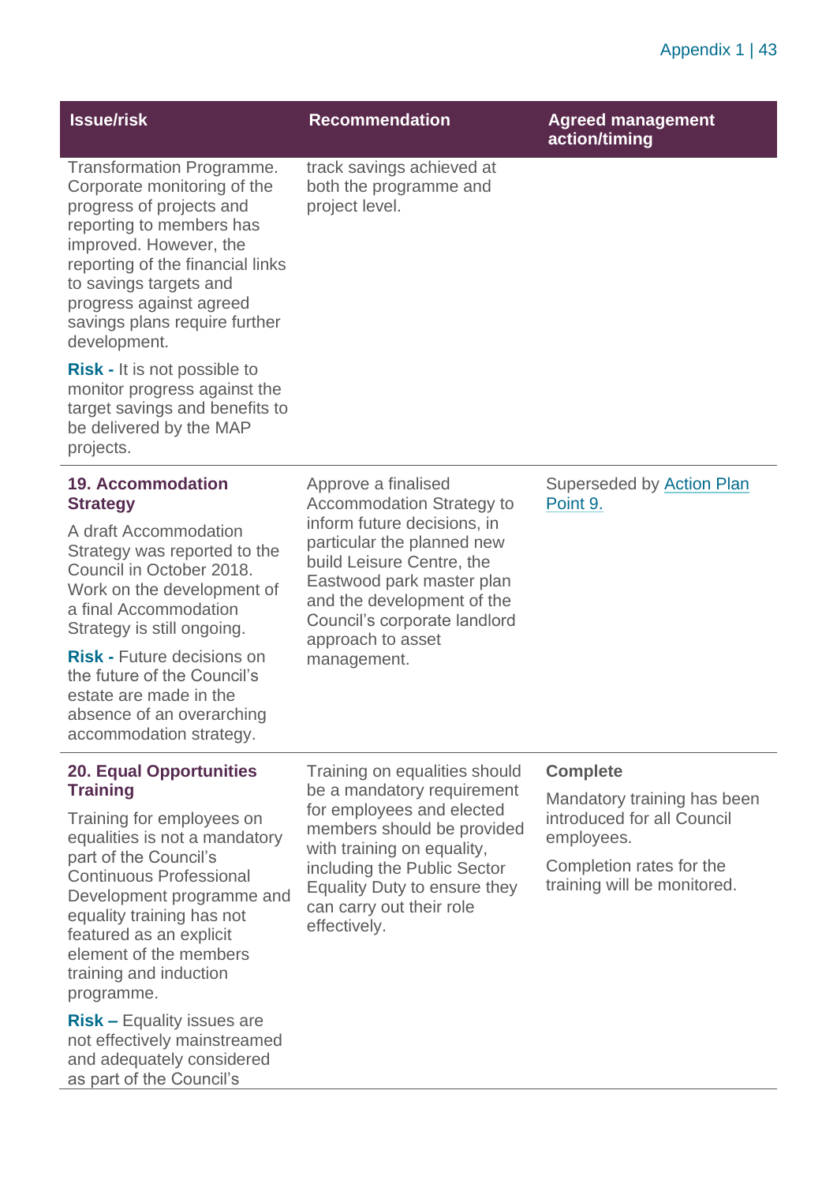| Issue/risk | Recommendation | Agreed management action/timing |
|---|---|---|
| Transformation Programme. Corporate monitoring of the progress of projects and reporting to members has improved. However, the reporting of the financial links to savings targets and progress against agreed savings plans require further development.<br><br>**Risk -** It is not possible to monitor progress against the target savings and benefits to be delivered by the MAP projects. | track savings achieved at both the programme and project level. | |
| **19. Accommodation Strategy**<br><br>A draft Accommodation Strategy was reported to the Council in October 2018. Work on the development of a final Accommodation Strategy is still ongoing.<br><br>**Risk -** Future decisions on the future of the Council's estate are made in the absence of an overarching accommodation strategy. | Approve a finalised Accommodation Strategy to inform future decisions, in particular the planned new build Leisure Centre, the Eastwood park master plan and the development of the Council's corporate landlord approach to asset management. | Superseded by Action Plan Point 9. |
| **20. Equal Opportunities Training**<br><br>Training for employees on equalities is not a mandatory part of the Council's Continuous Professional Development programme and equality training has not featured as an explicit element of the members training and induction programme.<br><br>**Risk –** Equality issues are not effectively mainstreamed and adequately considered as part of the Council's | Training on equalities should be a mandatory requirement for employees and elected members should be provided with training on equality, including the Public Sector Equality Duty to ensure they can carry out their role effectively. | **Complete**<br><br>Mandatory training has been introduced for all Council employees.<br><br>Completion rates for the training will be monitored. |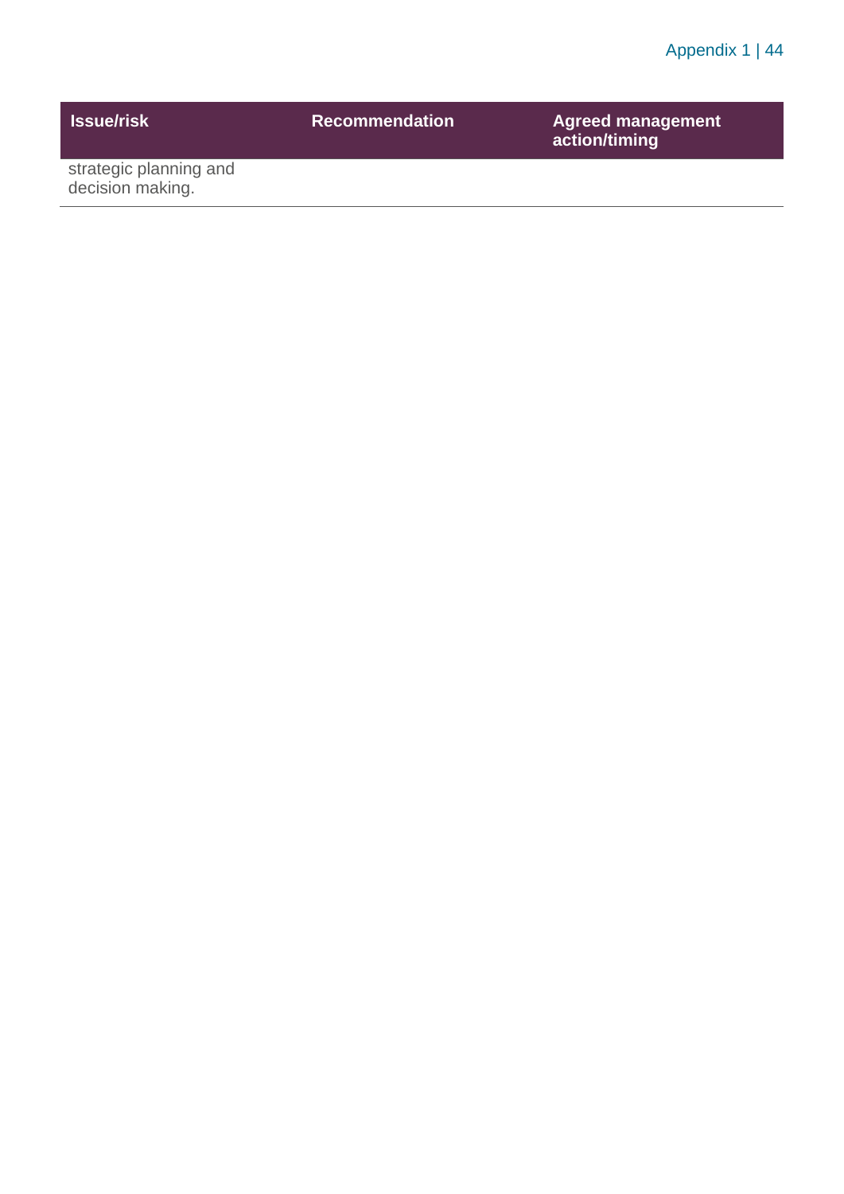| Issue/risk | Recommendation | Agreed management action/timing |
| --- | --- | --- |
| strategic planning and decision making. | | |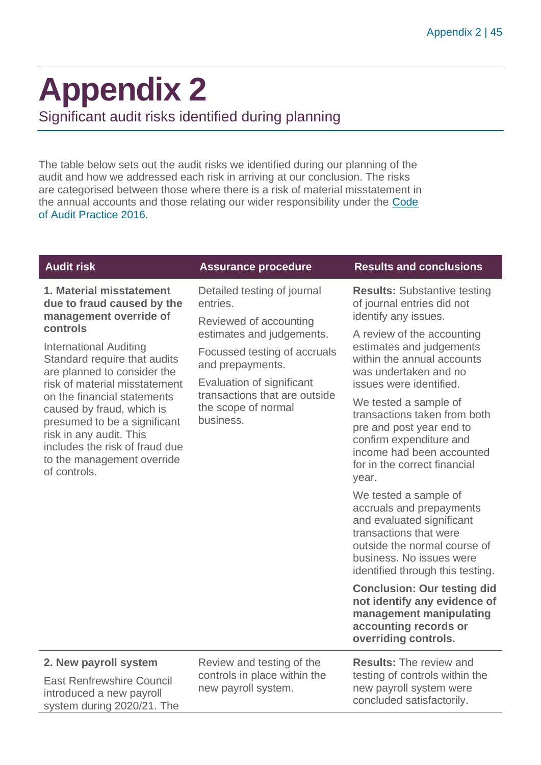# Appendix 2

## Significant audit risks identified during planning

The table below sets out the audit risks we identified during our planning of the audit and how we addressed each risk in arriving at our conclusion. The risks are categorised between those where there is a risk of material misstatement in the annual accounts and those relating our wider responsibility under the Code of Audit Practice 2016.

| Audit risk | Assurance procedure | Results and conclusions |
|---|---|---|
| **1. Material misstatement due to fraud caused by the management override of controls**<br><br>International Auditing Standard require that audits are planned to consider the risk of material misstatement on the financial statements caused by fraud, which is presumed to be a significant risk in any audit. This includes the risk of fraud due to the management override of controls. | Detailed testing of journal entries.<br><br>Reviewed of accounting estimates and judgements.<br><br>Focussed testing of accruals and prepayments.<br><br>Evaluation of significant transactions that are outside the scope of normal business. | **Results:** Substantive testing of journal entries did not identify any issues.<br><br>A review of the accounting estimates and judgements within the annual accounts was undertaken and no issues were identified.<br><br>We tested a sample of transactions taken from both pre and post year end to confirm expenditure and income had been accounted for in the correct financial year.<br><br>We tested a sample of accruals and prepayments and evaluated significant transactions that were outside the normal course of business. No issues were identified through this testing.<br><br>**Conclusion: Our testing did not identify any evidence of management manipulating accounting records or overriding controls.** |
| **2. New payroll system**<br><br>East Renfrewshire Council introduced a new payroll system during 2020/21. The | Review and testing of the controls in place within the new payroll system. | **Results:** The review and testing of controls within the new payroll system were concluded satisfactorily. |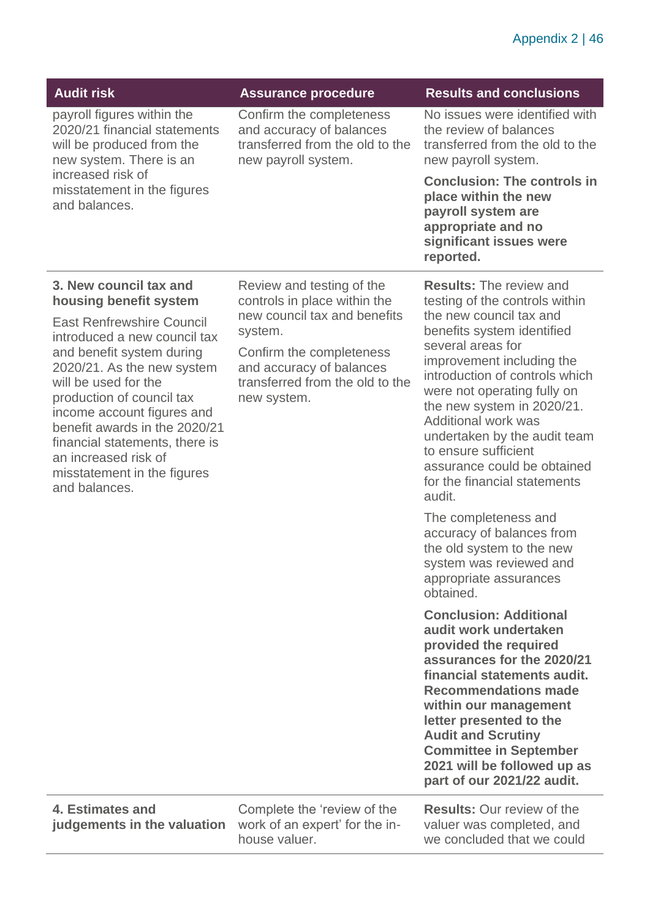| Audit risk | Assurance procedure | Results and conclusions |
|---|---|---|
| payroll figures within the 2020/21 financial statements will be produced from the new system. There is an increased risk of misstatement in the figures and balances. | Confirm the completeness and accuracy of balances transferred from the old to the new payroll system. | No issues were identified with the review of balances transferred from the old to the new payroll system.<br><br>**Conclusion: The controls in place within the new payroll system are appropriate and no significant issues were reported.** |
| **3. New council tax and housing benefit system**<br><br>East Renfrewshire Council introduced a new council tax and benefit system during 2020/21. As the new system will be used for the production of council tax income account figures and benefit awards in the 2020/21 financial statements, there is an increased risk of misstatement in the figures and balances. | Review and testing of the controls in place within the new council tax and benefits system.<br><br>Confirm the completeness and accuracy of balances transferred from the old to the new system. | **Results:** The review and testing of the controls within the new council tax and benefits system identified several areas for improvement including the introduction of controls which were not operating fully on the new system in 2020/21. Additional work was undertaken by the audit team to ensure sufficient assurance could be obtained for the financial statements audit.<br><br>The completeness and accuracy of balances from the old system to the new system was reviewed and appropriate assurances obtained.<br><br>**Conclusion: Additional audit work undertaken provided the required assurances for the 2020/21 financial statements audit. Recommendations made within our management letter presented to the Audit and Scrutiny Committee in September 2021 will be followed up as part of our 2021/22 audit.** |
| **4. Estimates and judgements in the valuation** | Complete the 'review of the work of an expert' for the in-house valuer. | **Results:** Our review of the valuer was completed, and we concluded that we could |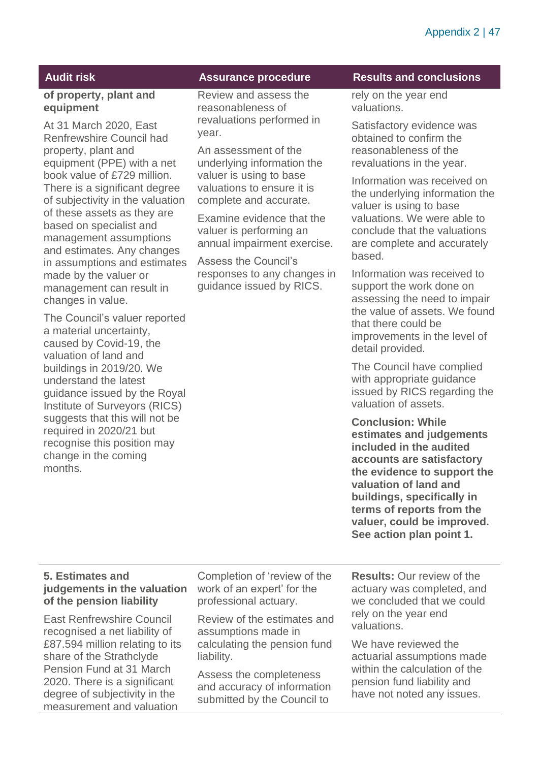| Audit risk | Assurance procedure | Results and conclusions |
|---|---|---|
| **of property, plant and equipment**<br><br>At 31 March 2020, East Renfrewshire Council had property, plant and equipment (PPE) with a net book value of £729 million. There is a significant degree of subjectivity in the valuation of these assets as they are based on specialist and management assumptions and estimates. Any changes in assumptions and estimates made by the valuer or management can result in changes in value.<br><br>The Council's valuer reported a material uncertainty, caused by Covid-19, the valuation of land and buildings in 2019/20. We understand the latest guidance issued by the Royal Institute of Surveyors (RICS) suggests that this will not be required in 2020/21 but recognise this position may change in the coming months. | Review and assess the reasonableness of revaluations performed in year.<br><br>An assessment of the underlying information the valuer is using to base valuations to ensure it is complete and accurate.<br><br>Examine evidence that the valuer is performing an annual impairment exercise.<br><br>Assess the Council's responses to any changes in guidance issued by RICS. | rely on the year end valuations.<br><br>Satisfactory evidence was obtained to confirm the reasonableness of the revaluations in the year.<br><br>Information was received on the underlying information the valuer is using to base valuations. We were able to conclude that the valuations are complete and accurately based.<br><br>Information was received to support the work done on assessing the need to impair the value of assets. We found that there could be improvements in the level of detail provided.<br><br>The Council have complied with appropriate guidance issued by RICS regarding the valuation of assets.<br><br>**Conclusion: While estimates and judgements included in the audited accounts are satisfactory the evidence to support the valuation of land and buildings, specifically in terms of reports from the valuer, could be improved. See action plan point 1.** |
| **5. Estimates and judgements in the valuation of the pension liability**<br><br>East Renfrewshire Council recognised a net liability of £87.594 million relating to its share of the Strathclyde Pension Fund at 31 March 2020. There is a significant degree of subjectivity in the measurement and valuation | Completion of 'review of the work of an expert' for the professional actuary.<br><br>Review of the estimates and assumptions made in calculating the pension fund liability.<br><br>Assess the completeness and accuracy of information submitted by the Council to | **Results:** Our review of the actuary was completed, and we concluded that we could rely on the year end valuations.<br><br>We have reviewed the actuarial assumptions made within the calculation of the pension fund liability and have not noted any issues. |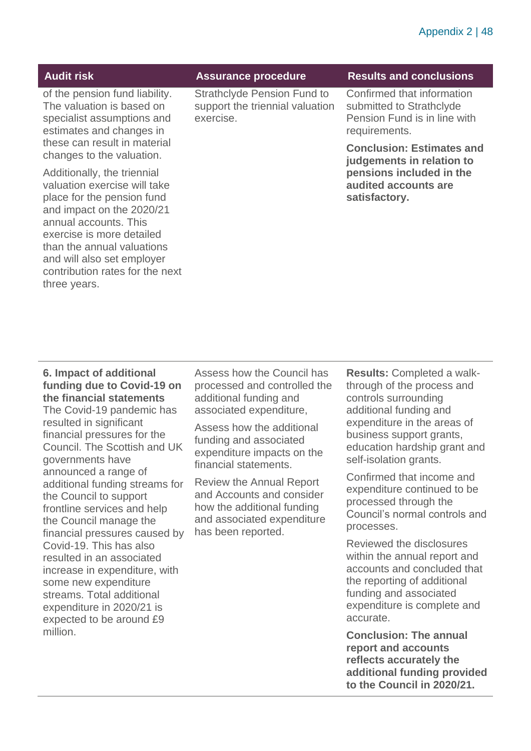| Audit risk | Assurance procedure | Results and conclusions |
| --- | --- | --- |
| of the pension fund liability. The valuation is based on specialist assumptions and estimates and changes in these can result in material changes to the valuation.<br><br>Additionally, the triennial valuation exercise will take place for the pension fund and impact on the 2020/21 annual accounts. This exercise is more detailed than the annual valuations and will also set employer contribution rates for the next three years. | Strathclyde Pension Fund to support the triennial valuation exercise. | Confirmed that information submitted to Strathclyde Pension Fund is in line with requirements.<br><br>**Conclusion: Estimates and judgements in relation to pensions included in the audited accounts are satisfactory.** |
| **6. Impact of additional funding due to Covid-19 on the financial statements**<br>The Covid-19 pandemic has resulted in significant financial pressures for the Council. The Scottish and UK governments have announced a range of additional funding streams for the Council to support frontline services and help the Council manage the financial pressures caused by Covid-19. This has also resulted in an associated increase in expenditure, with some new expenditure streams. Total additional expenditure in 2020/21 is expected to be around £9 million. | Assess how the Council has processed and controlled the additional funding and associated expenditure,<br><br>Assess how the additional funding and associated expenditure impacts on the financial statements.<br><br>Review the Annual Report and Accounts and consider how the additional funding and associated expenditure has been reported. | **Results:** Completed a walk-through of the process and controls surrounding additional funding and expenditure in the areas of business support grants, education hardship grant and self-isolation grants.<br><br>Confirmed that income and expenditure continued to be processed through the Council's normal controls and processes.<br><br>Reviewed the disclosures within the annual report and accounts and concluded that the reporting of additional funding and associated expenditure is complete and accurate.<br><br>**Conclusion: The annual report and accounts reflects accurately the additional funding provided to the Council in 2020/21.** |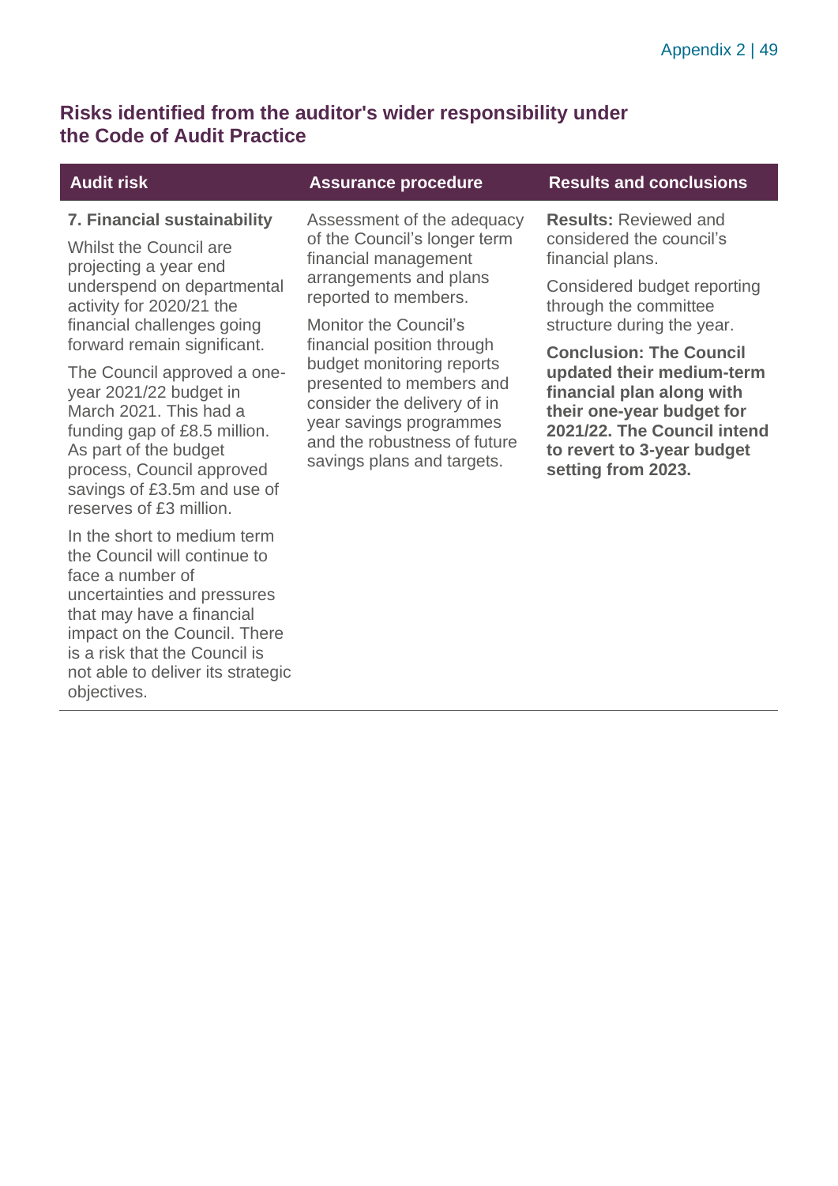## Risks identified from the auditor's wider responsibility under the Code of Audit Practice

| Audit risk | Assurance procedure | Results and conclusions |
|---|---|---|
| **7. Financial sustainability**<br><br>Whilst the Council are projecting a year end underspend on departmental activity for 2020/21 the financial challenges going forward remain significant.<br><br>The Council approved a one-year 2021/22 budget in March 2021. This had a funding gap of £8.5 million. As part of the budget process, Council approved savings of £3.5m and use of reserves of £3 million.<br><br>In the short to medium term the Council will continue to face a number of uncertainties and pressures that may have a financial impact on the Council. There is a risk that the Council is not able to deliver its strategic objectives. | Assessment of the adequacy of the Council's longer term financial management arrangements and plans reported to members.<br><br>Monitor the Council's financial position through budget monitoring reports presented to members and consider the delivery of in year savings programmes and the robustness of future savings plans and targets. | **Results:** Reviewed and considered the council's financial plans.<br><br>Considered budget reporting through the committee structure during the year.<br><br>**Conclusion: The Council updated their medium-term financial plan along with their one-year budget for 2021/22. The Council intend to revert to 3-year budget setting from 2023.** |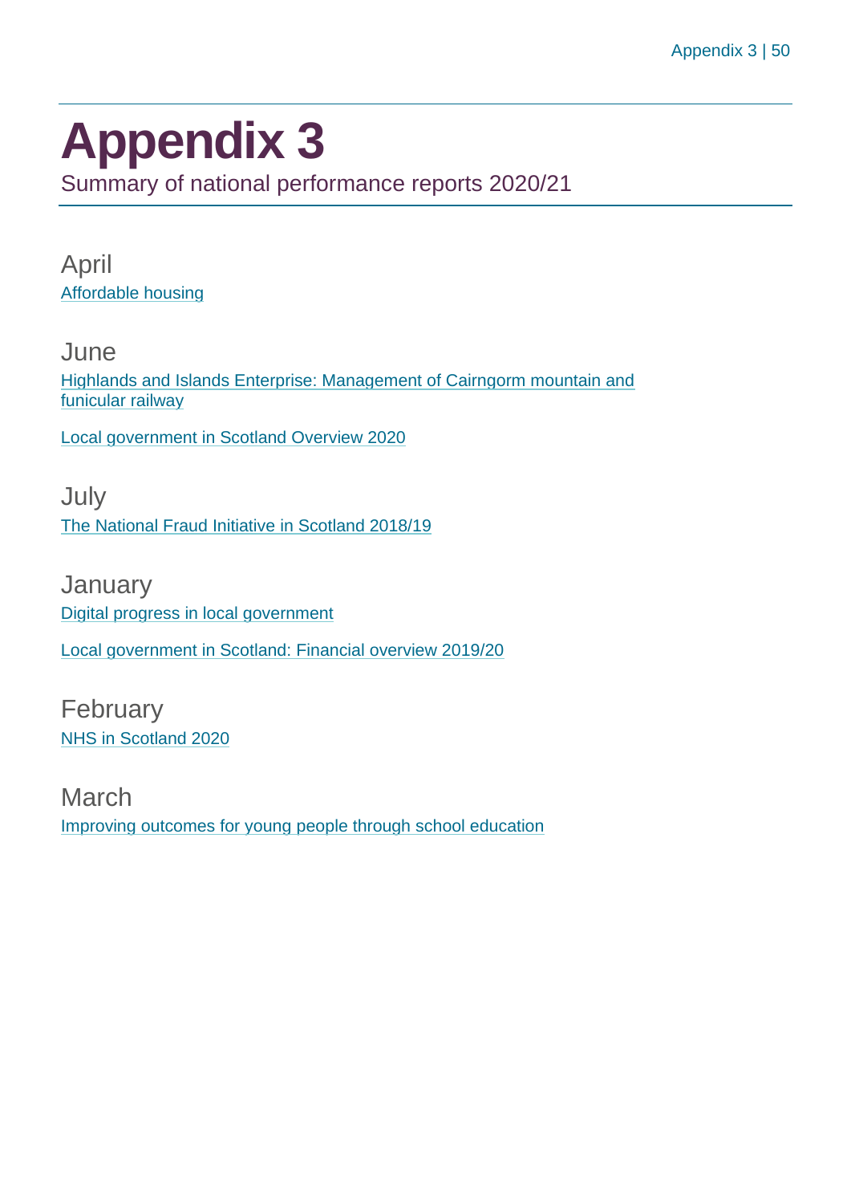# Appendix 3

Summary of national performance reports 2020/21

## April

Affordable housing

## June

Highlands and Islands Enterprise: Management of Cairngorm mountain and funicular railway

Local government in Scotland Overview 2020

## July

The National Fraud Initiative in Scotland 2018/19

## January

Digital progress in local government

Local government in Scotland: Financial overview 2019/20

## February

NHS in Scotland 2020

## March

Improving outcomes for young people through school education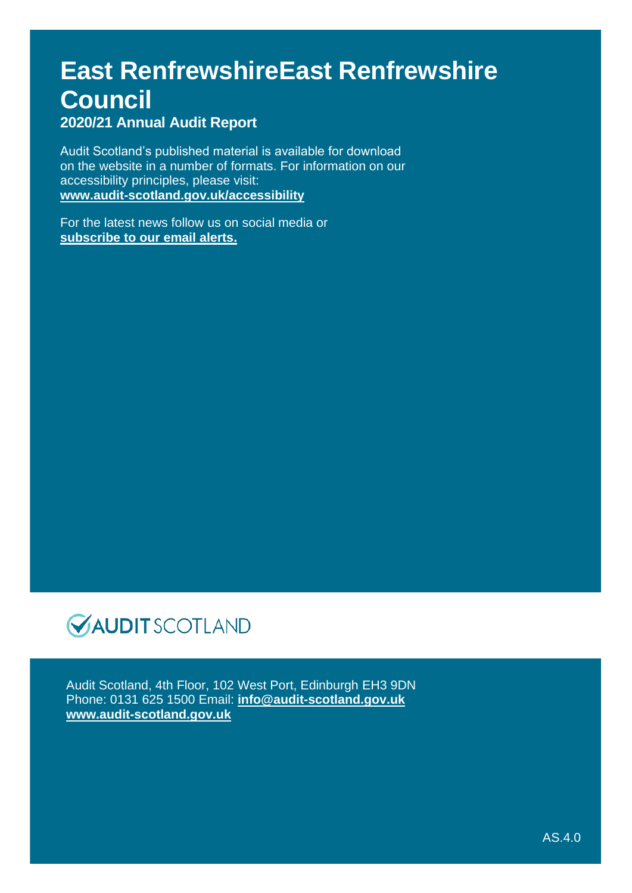# East RenfrewshireEast Renfrewshire Council

## 2020/21 Annual Audit Report

Audit Scotland's published material is available for download on the website in a number of formats. For information on our accessibility principles, please visit: **www.audit-scotland.gov.uk/accessibility**

For the latest news follow us on social media or **subscribe to our email alerts.**

AUDIT SCOTLAND

Audit Scotland, 4th Floor, 102 West Port, Edinburgh EH3 9DN
Phone: 0131 625 1500 Email: **info@audit-scotland.gov.uk**
**www.audit-scotland.gov.uk**

AS.4.0